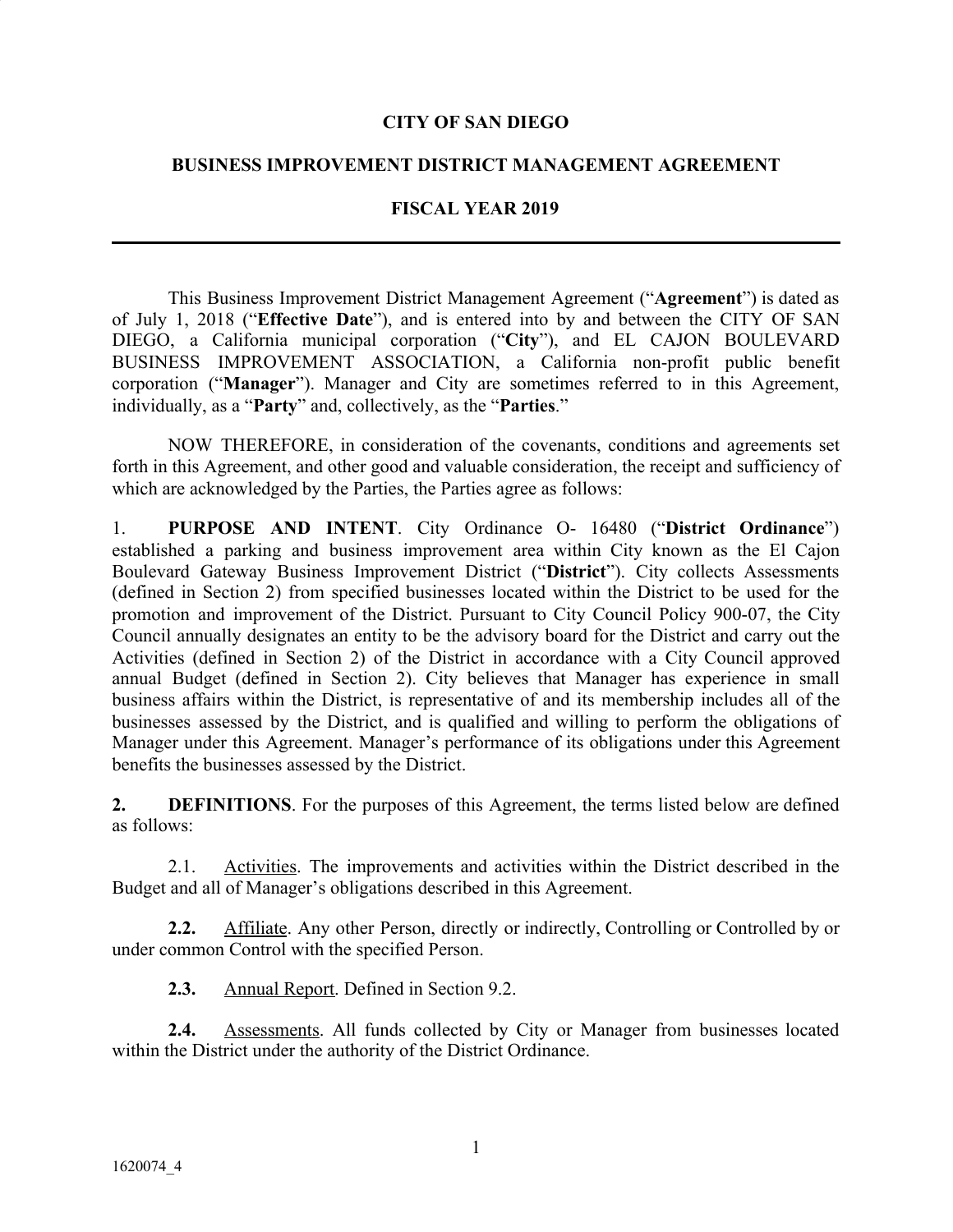# CITY OF SAN DIEGO

## BUSINESS IMPROVEMENT DISTRICT MANAGEMENT AGREEMENT

## FISCAL YEAR 2019

---

This Business Improvement District Management Agreement ("**Agreement**") is dated as of July 1, 2018 ("**Effective Date**"), and is entered into by and between the CITY OF SAN DIEGO, a California municipal corporation ("**City**"), and EL CAJON BOULEVARD BUSINESS IMPROVEMENT ASSOCIATION, a California non-profit public benefit corporation ("**Manager**"). Manager and City are sometimes referred to in this Agreement, individually, as a "**Party**" and, collectively, as the "**Parties**."

NOW THEREFORE, in consideration of the covenants, conditions and agreements set forth in this Agreement, and other good and valuable consideration, the receipt and sufficiency of which are acknowledged by the Parties, the Parties agree as follows:

1. **PURPOSE AND INTENT**. City Ordinance O- 16480 ("**District Ordinance**") established a parking and business improvement area within City known as the El Cajon Boulevard Gateway Business Improvement District ("**District**"). City collects Assessments (defined in Section 2) from specified businesses located within the District to be used for the promotion and improvement of the District. Pursuant to City Council Policy 900-07, the City Council annually designates an entity to be the advisory board for the District and carry out the Activities (defined in Section 2) of the District in accordance with a City Council approved annual Budget (defined in Section 2). City believes that Manager has experience in small business affairs within the District, is representative of and its membership includes all of the businesses assessed by the District, and is qualified and willing to perform the obligations of Manager under this Agreement. Manager's performance of its obligations under this Agreement benefits the businesses assessed by the District.

**2. DEFINITIONS**. For the purposes of this Agreement, the terms listed below are defined as follows:

2.1. Activities. The improvements and activities within the District described in the Budget and all of Manager's obligations described in this Agreement.

**2.2.** Affiliate. Any other Person, directly or indirectly, Controlling or Controlled by or under common Control with the specified Person.

**2.3.** Annual Report. Defined in Section 9.2.

**2.4.** Assessments. All funds collected by City or Manager from businesses located within the District under the authority of the District Ordinance.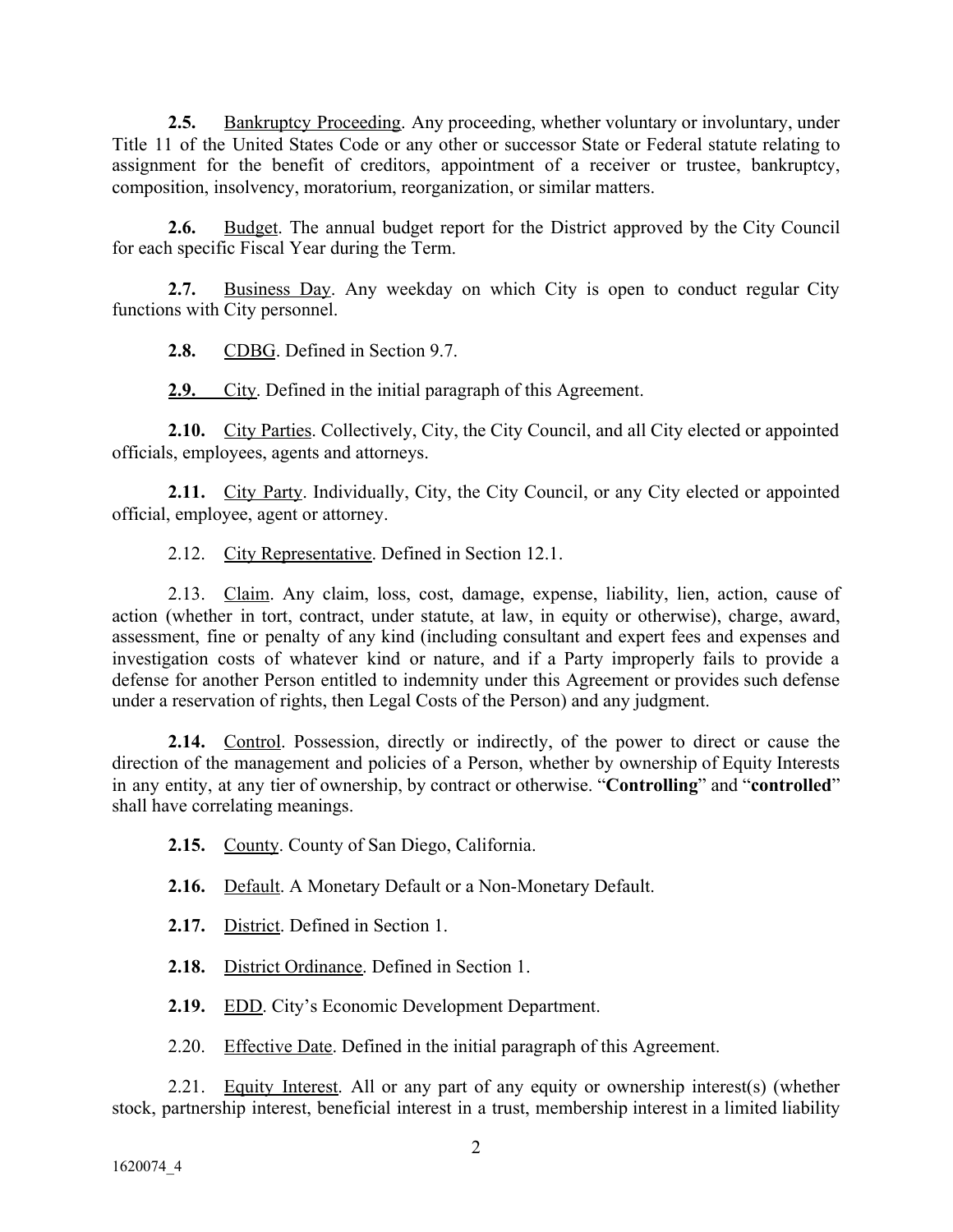**2.5.** Bankruptcy Proceeding. Any proceeding, whether voluntary or involuntary, under Title 11 of the United States Code or any other or successor State or Federal statute relating to assignment for the benefit of creditors, appointment of a receiver or trustee, bankruptcy, composition, insolvency, moratorium, reorganization, or similar matters.

**2.6.** Budget. The annual budget report for the District approved by the City Council for each specific Fiscal Year during the Term.

**2.7.** Business Day. Any weekday on which City is open to conduct regular City functions with City personnel.

**2.8.** CDBG. Defined in Section 9.7.

**2.9.** City. Defined in the initial paragraph of this Agreement.

**2.10.** City Parties. Collectively, City, the City Council, and all City elected or appointed officials, employees, agents and attorneys.

**2.11.** City Party. Individually, City, the City Council, or any City elected or appointed official, employee, agent or attorney.

2.12. City Representative. Defined in Section 12.1.

2.13. Claim. Any claim, loss, cost, damage, expense, liability, lien, action, cause of action (whether in tort, contract, under statute, at law, in equity or otherwise), charge, award, assessment, fine or penalty of any kind (including consultant and expert fees and expenses and investigation costs of whatever kind or nature, and if a Party improperly fails to provide a defense for another Person entitled to indemnity under this Agreement or provides such defense under a reservation of rights, then Legal Costs of the Person) and any judgment.

**2.14.** Control. Possession, directly or indirectly, of the power to direct or cause the direction of the management and policies of a Person, whether by ownership of Equity Interests in any entity, at any tier of ownership, by contract or otherwise. "**Controlling**" and "**controlled**" shall have correlating meanings.

**2.15.** County. County of San Diego, California.

**2.16.** Default. A Monetary Default or a Non-Monetary Default.

**2.17.** District. Defined in Section 1.

**2.18.** District Ordinance. Defined in Section 1.

**2.19.** EDD. City's Economic Development Department.

2.20. Effective Date. Defined in the initial paragraph of this Agreement.

2.21. Equity Interest. All or any part of any equity or ownership interest(s) (whether stock, partnership interest, beneficial interest in a trust, membership interest in a limited liability

1620074_4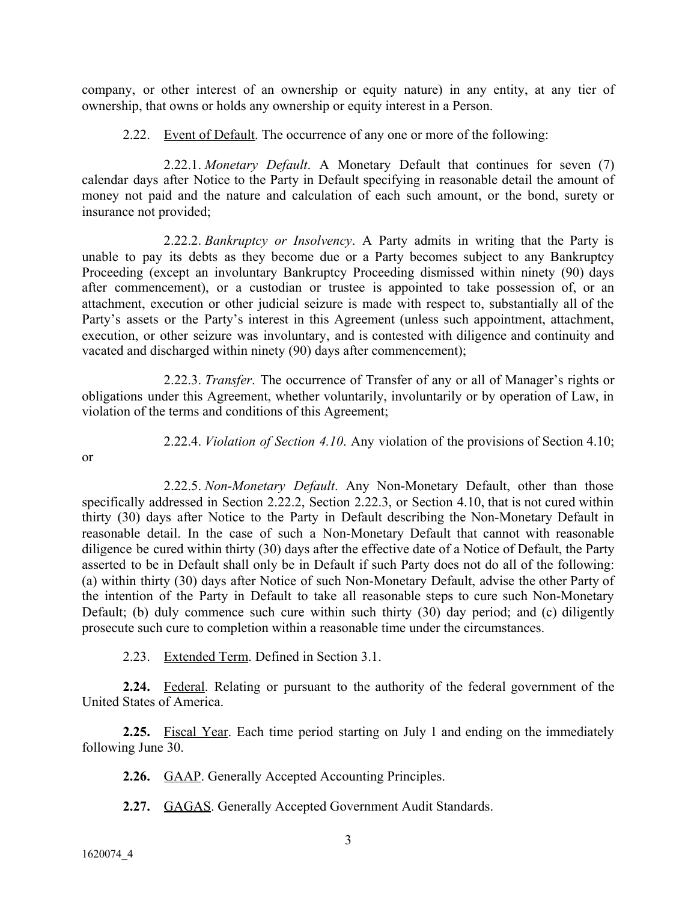company, or other interest of an ownership or equity nature) in any entity, at any tier of ownership, that owns or holds any ownership or equity interest in a Person.

2.22. Event of Default. The occurrence of any one or more of the following:

2.22.1. *Monetary Default*. A Monetary Default that continues for seven (7) calendar days after Notice to the Party in Default specifying in reasonable detail the amount of money not paid and the nature and calculation of each such amount, or the bond, surety or insurance not provided;

2.22.2. *Bankruptcy or Insolvency*. A Party admits in writing that the Party is unable to pay its debts as they become due or a Party becomes subject to any Bankruptcy Proceeding (except an involuntary Bankruptcy Proceeding dismissed within ninety (90) days after commencement), or a custodian or trustee is appointed to take possession of, or an attachment, execution or other judicial seizure is made with respect to, substantially all of the Party's assets or the Party's interest in this Agreement (unless such appointment, attachment, execution, or other seizure was involuntary, and is contested with diligence and continuity and vacated and discharged within ninety (90) days after commencement);

2.22.3. *Transfer.* The occurrence of Transfer of any or all of Manager's rights or obligations under this Agreement, whether voluntarily, involuntarily or by operation of Law, in violation of the terms and conditions of this Agreement;

2.22.4. *Violation of Section 4.10*. Any violation of the provisions of Section 4.10; or

2.22.5. *Non-Monetary Default*. Any Non-Monetary Default, other than those specifically addressed in Section 2.22.2, Section 2.22.3, or Section 4.10, that is not cured within thirty (30) days after Notice to the Party in Default describing the Non-Monetary Default in reasonable detail. In the case of such a Non-Monetary Default that cannot with reasonable diligence be cured within thirty (30) days after the effective date of a Notice of Default, the Party asserted to be in Default shall only be in Default if such Party does not do all of the following: (a) within thirty (30) days after Notice of such Non-Monetary Default, advise the other Party of the intention of the Party in Default to take all reasonable steps to cure such Non-Monetary Default; (b) duly commence such cure within such thirty (30) day period; and (c) diligently prosecute such cure to completion within a reasonable time under the circumstances.

2.23. Extended Term. Defined in Section 3.1.

**2.24.** Federal. Relating or pursuant to the authority of the federal government of the United States of America.

**2.25.** Fiscal Year. Each time period starting on July 1 and ending on the immediately following June 30.

**2.26.** GAAP. Generally Accepted Accounting Principles.

**2.27.** GAGAS. Generally Accepted Government Audit Standards.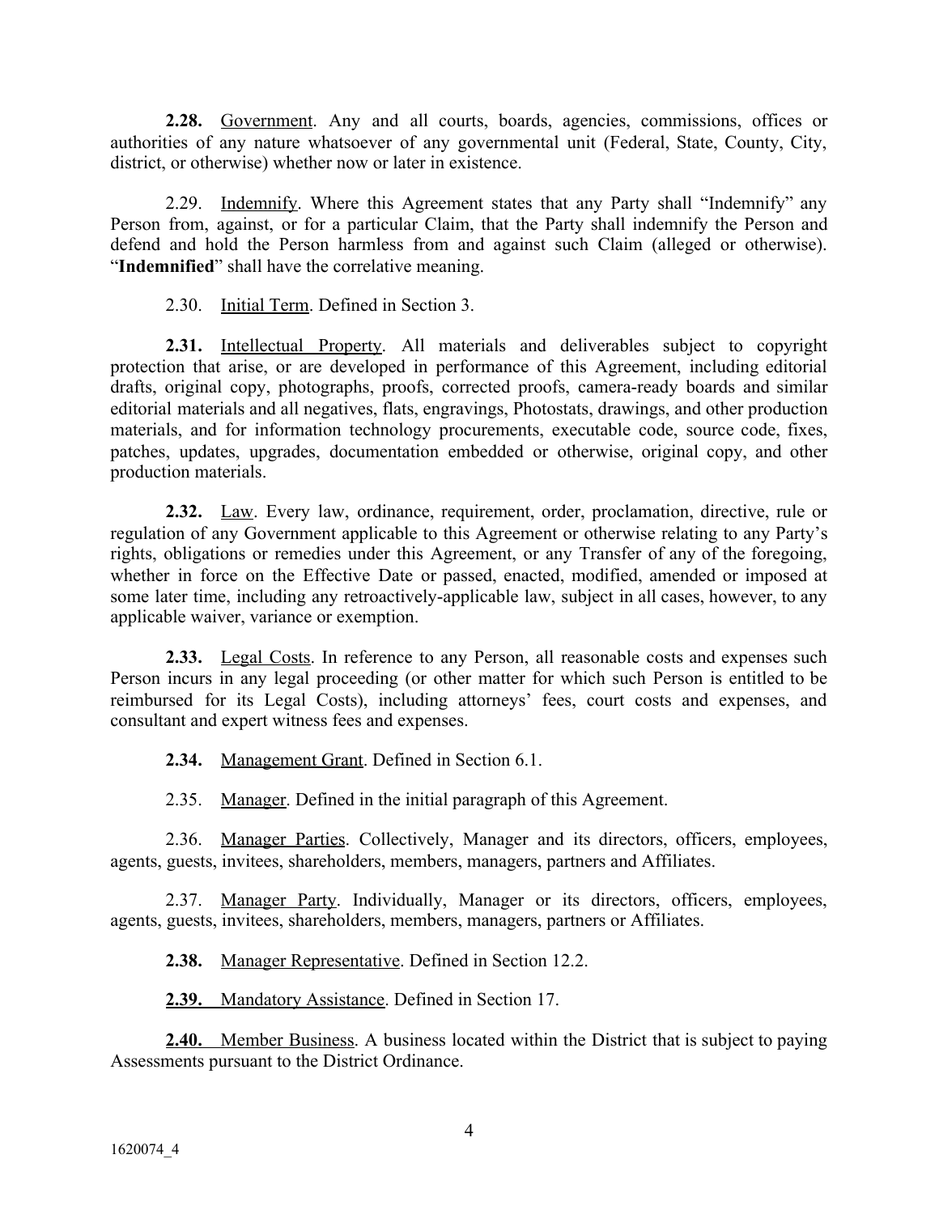**2.28.** Government. Any and all courts, boards, agencies, commissions, offices or authorities of any nature whatsoever of any governmental unit (Federal, State, County, City, district, or otherwise) whether now or later in existence.

2.29. Indemnify. Where this Agreement states that any Party shall "Indemnify" any Person from, against, or for a particular Claim, that the Party shall indemnify the Person and defend and hold the Person harmless from and against such Claim (alleged or otherwise). "**Indemnified**" shall have the correlative meaning.

2.30. Initial Term. Defined in Section 3.

**2.31.** Intellectual Property. All materials and deliverables subject to copyright protection that arise, or are developed in performance of this Agreement, including editorial drafts, original copy, photographs, proofs, corrected proofs, camera-ready boards and similar editorial materials and all negatives, flats, engravings, Photostats, drawings, and other production materials, and for information technology procurements, executable code, source code, fixes, patches, updates, upgrades, documentation embedded or otherwise, original copy, and other production materials.

**2.32.** Law. Every law, ordinance, requirement, order, proclamation, directive, rule or regulation of any Government applicable to this Agreement or otherwise relating to any Party's rights, obligations or remedies under this Agreement, or any Transfer of any of the foregoing, whether in force on the Effective Date or passed, enacted, modified, amended or imposed at some later time, including any retroactively-applicable law, subject in all cases, however, to any applicable waiver, variance or exemption.

**2.33.** Legal Costs. In reference to any Person, all reasonable costs and expenses such Person incurs in any legal proceeding (or other matter for which such Person is entitled to be reimbursed for its Legal Costs), including attorneys' fees, court costs and expenses, and consultant and expert witness fees and expenses.

**2.34.** Management Grant. Defined in Section 6.1.

2.35. Manager. Defined in the initial paragraph of this Agreement.

2.36. Manager Parties. Collectively, Manager and its directors, officers, employees, agents, guests, invitees, shareholders, members, managers, partners and Affiliates.

2.37. Manager Party. Individually, Manager or its directors, officers, employees, agents, guests, invitees, shareholders, members, managers, partners or Affiliates.

**2.38.** Manager Representative. Defined in Section 12.2.

**2.39.** Mandatory Assistance. Defined in Section 17.

**2.40.** Member Business. A business located within the District that is subject to paying Assessments pursuant to the District Ordinance.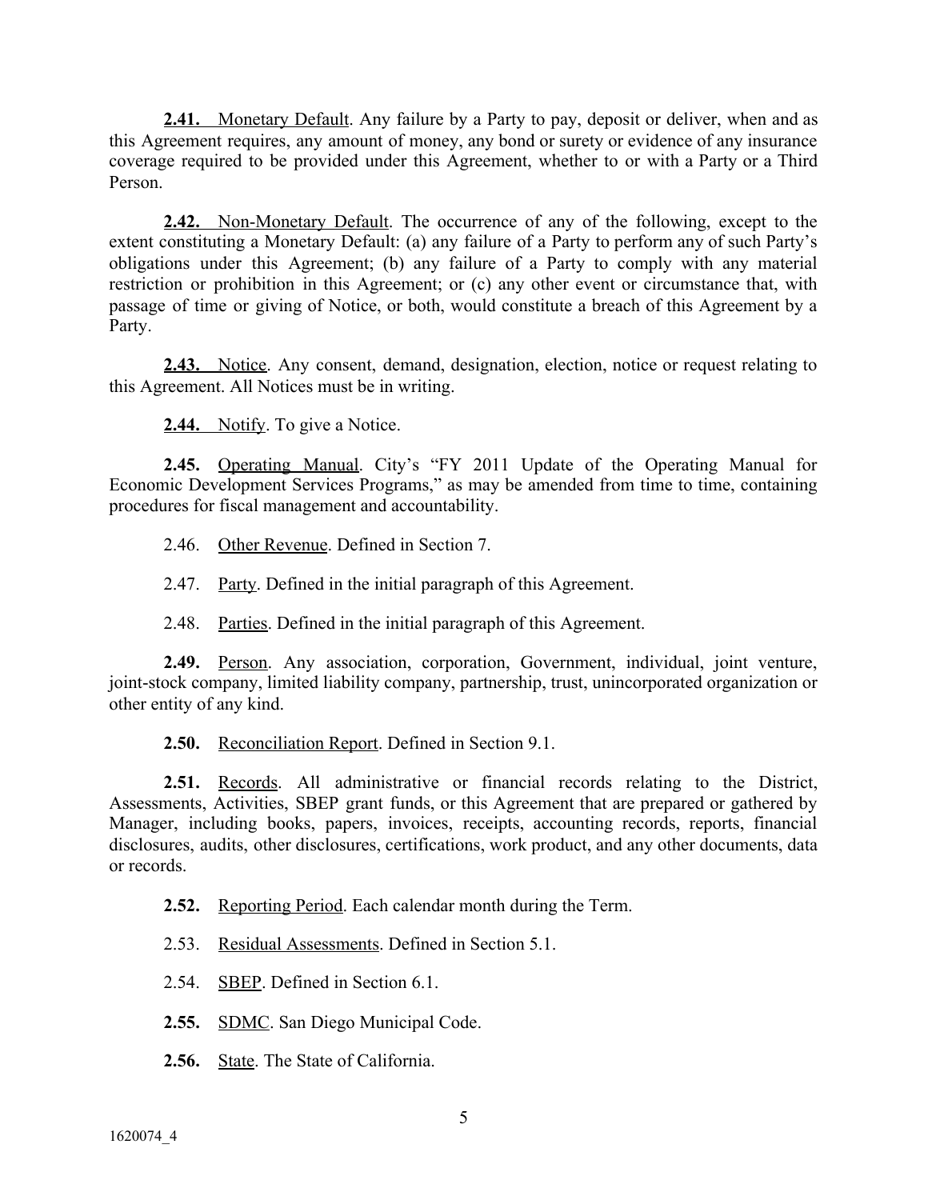**2.41.** Monetary Default. Any failure by a Party to pay, deposit or deliver, when and as this Agreement requires, any amount of money, any bond or surety or evidence of any insurance coverage required to be provided under this Agreement, whether to or with a Party or a Third Person.

**2.42.** Non-Monetary Default. The occurrence of any of the following, except to the extent constituting a Monetary Default: (a) any failure of a Party to perform any of such Party's obligations under this Agreement; (b) any failure of a Party to comply with any material restriction or prohibition in this Agreement; or (c) any other event or circumstance that, with passage of time or giving of Notice, or both, would constitute a breach of this Agreement by a Party.

**2.43.** Notice. Any consent, demand, designation, election, notice or request relating to this Agreement. All Notices must be in writing.

**2.44.** Notify. To give a Notice.

**2.45.** Operating Manual. City's "FY 2011 Update of the Operating Manual for Economic Development Services Programs," as may be amended from time to time, containing procedures for fiscal management and accountability.

2.46. Other Revenue. Defined in Section 7.

2.47. Party. Defined in the initial paragraph of this Agreement.

2.48. Parties. Defined in the initial paragraph of this Agreement.

**2.49.** Person. Any association, corporation, Government, individual, joint venture, joint-stock company, limited liability company, partnership, trust, unincorporated organization or other entity of any kind.

**2.50.** Reconciliation Report. Defined in Section 9.1.

**2.51.** Records. All administrative or financial records relating to the District, Assessments, Activities, SBEP grant funds, or this Agreement that are prepared or gathered by Manager, including books, papers, invoices, receipts, accounting records, reports, financial disclosures, audits, other disclosures, certifications, work product, and any other documents, data or records.

**2.52.** Reporting Period. Each calendar month during the Term.

2.53. Residual Assessments. Defined in Section 5.1.

2.54. SBEP. Defined in Section 6.1.

**2.55.** SDMC. San Diego Municipal Code.

**2.56.** State. The State of California.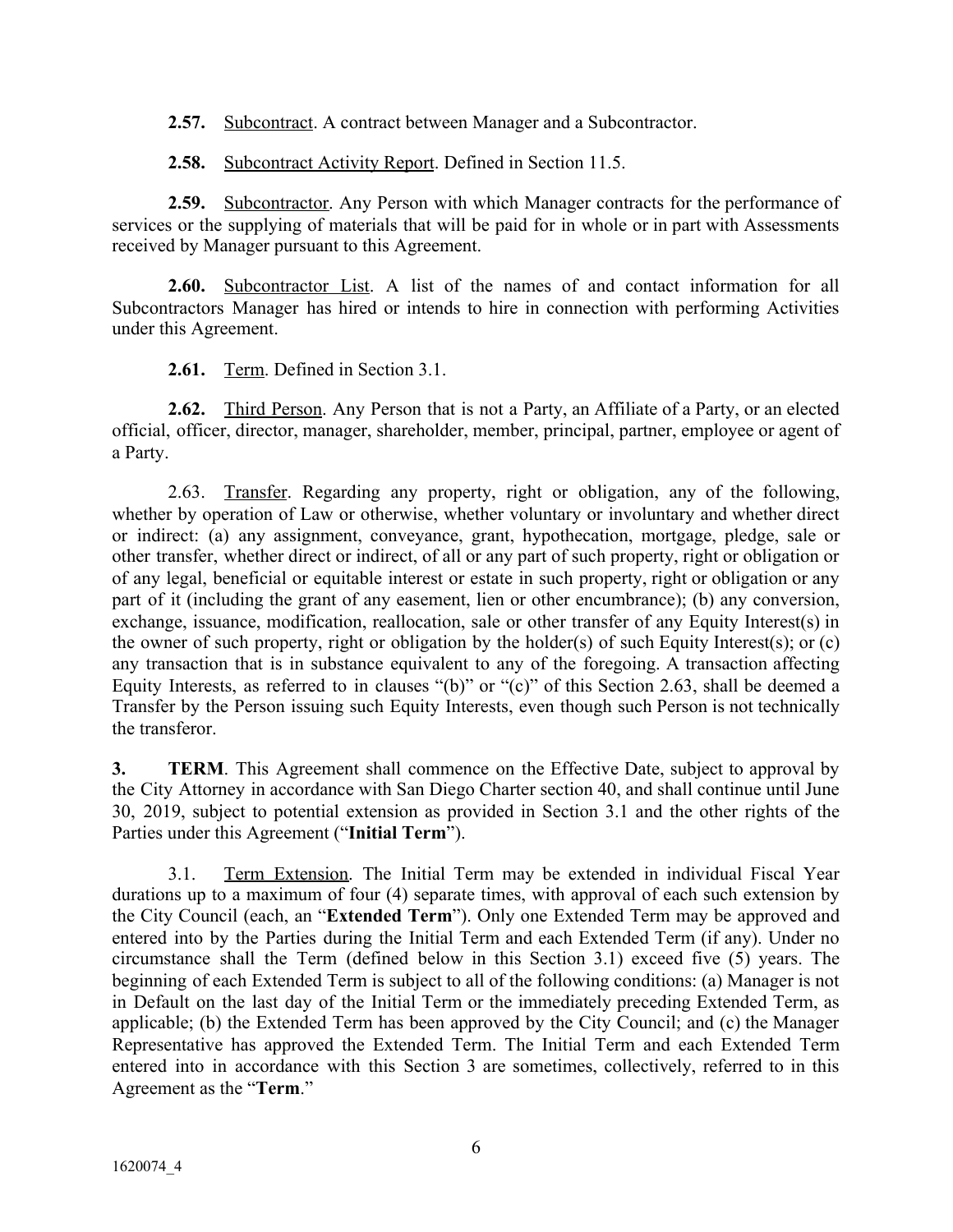**2.57.** Subcontract. A contract between Manager and a Subcontractor.

**2.58.** Subcontract Activity Report. Defined in Section 11.5.

**2.59.** Subcontractor. Any Person with which Manager contracts for the performance of services or the supplying of materials that will be paid for in whole or in part with Assessments received by Manager pursuant to this Agreement.

**2.60.** Subcontractor List. A list of the names of and contact information for all Subcontractors Manager has hired or intends to hire in connection with performing Activities under this Agreement.

**2.61.** Term. Defined in Section 3.1.

**2.62.** Third Person. Any Person that is not a Party, an Affiliate of a Party, or an elected official, officer, director, manager, shareholder, member, principal, partner, employee or agent of a Party.

2.63. Transfer. Regarding any property, right or obligation, any of the following, whether by operation of Law or otherwise, whether voluntary or involuntary and whether direct or indirect: (a) any assignment, conveyance, grant, hypothecation, mortgage, pledge, sale or other transfer, whether direct or indirect, of all or any part of such property, right or obligation or of any legal, beneficial or equitable interest or estate in such property, right or obligation or any part of it (including the grant of any easement, lien or other encumbrance); (b) any conversion, exchange, issuance, modification, reallocation, sale or other transfer of any Equity Interest(s) in the owner of such property, right or obligation by the holder(s) of such Equity Interest(s); or (c) any transaction that is in substance equivalent to any of the foregoing. A transaction affecting Equity Interests, as referred to in clauses "(b)" or "(c)" of this Section 2.63, shall be deemed a Transfer by the Person issuing such Equity Interests, even though such Person is not technically the transferor.

**3. TERM**. This Agreement shall commence on the Effective Date, subject to approval by the City Attorney in accordance with San Diego Charter section 40, and shall continue until June 30, 2019, subject to potential extension as provided in Section 3.1 and the other rights of the Parties under this Agreement ("**Initial Term**").

3.1. Term Extension. The Initial Term may be extended in individual Fiscal Year durations up to a maximum of four (4) separate times, with approval of each such extension by the City Council (each, an "**Extended Term**"). Only one Extended Term may be approved and entered into by the Parties during the Initial Term and each Extended Term (if any). Under no circumstance shall the Term (defined below in this Section 3.1) exceed five (5) years. The beginning of each Extended Term is subject to all of the following conditions: (a) Manager is not in Default on the last day of the Initial Term or the immediately preceding Extended Term, as applicable; (b) the Extended Term has been approved by the City Council; and (c) the Manager Representative has approved the Extended Term. The Initial Term and each Extended Term entered into in accordance with this Section 3 are sometimes, collectively, referred to in this Agreement as the "**Term**."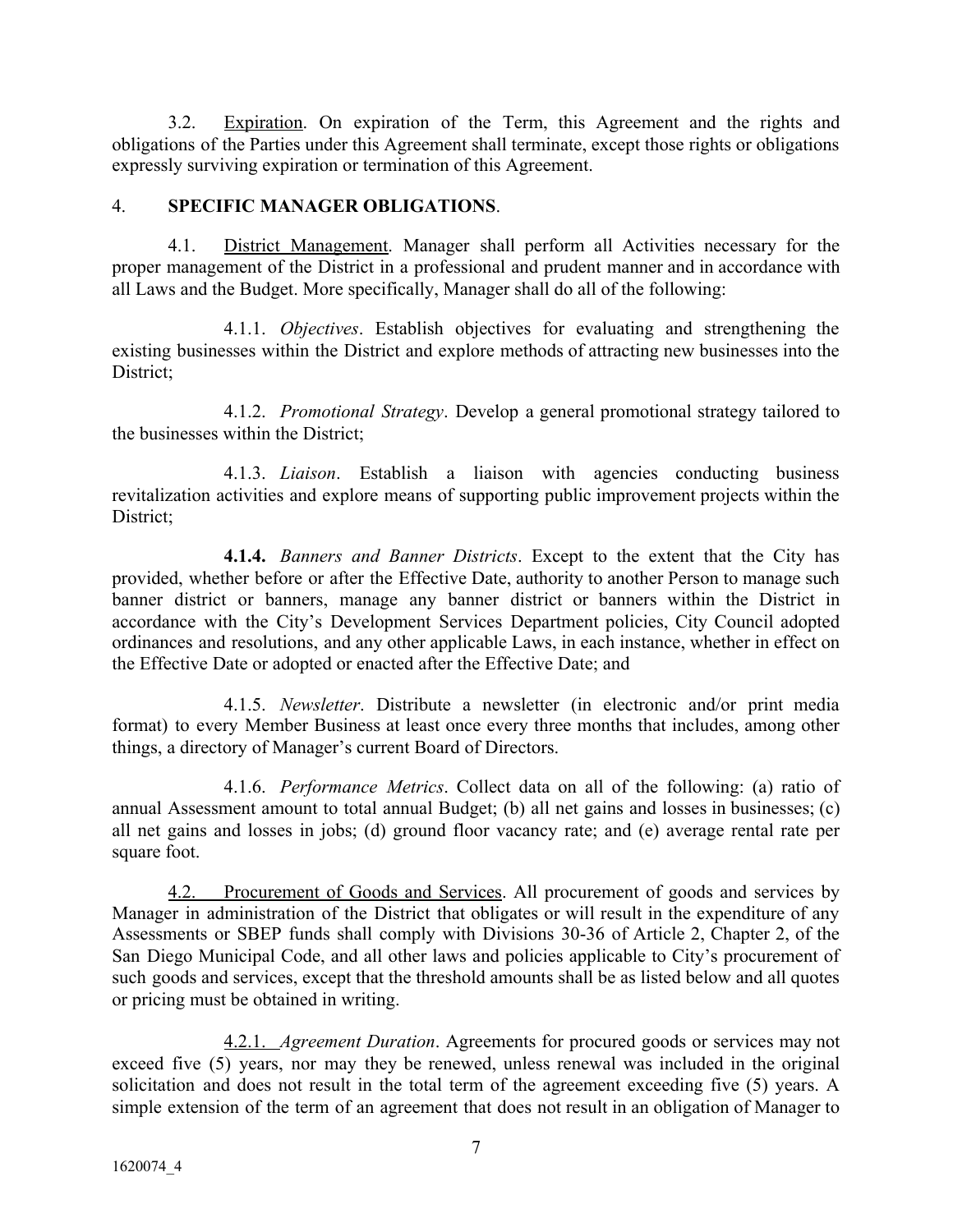3.2. Expiration. On expiration of the Term, this Agreement and the rights and obligations of the Parties under this Agreement shall terminate, except those rights or obligations expressly surviving expiration or termination of this Agreement.

4. **SPECIFIC MANAGER OBLIGATIONS**.

4.1. District Management. Manager shall perform all Activities necessary for the proper management of the District in a professional and prudent manner and in accordance with all Laws and the Budget. More specifically, Manager shall do all of the following:

4.1.1. *Objectives*. Establish objectives for evaluating and strengthening the existing businesses within the District and explore methods of attracting new businesses into the District;

4.1.2. *Promotional Strategy*. Develop a general promotional strategy tailored to the businesses within the District;

4.1.3. *Liaison*. Establish a liaison with agencies conducting business revitalization activities and explore means of supporting public improvement projects within the District;

**4.1.4.** *Banners and Banner Districts*. Except to the extent that the City has provided, whether before or after the Effective Date, authority to another Person to manage such banner district or banners, manage any banner district or banners within the District in accordance with the City's Development Services Department policies, City Council adopted ordinances and resolutions, and any other applicable Laws, in each instance, whether in effect on the Effective Date or adopted or enacted after the Effective Date; and

4.1.5. *Newsletter*. Distribute a newsletter (in electronic and/or print media format) to every Member Business at least once every three months that includes, among other things, a directory of Manager's current Board of Directors.

4.1.6. *Performance Metrics*. Collect data on all of the following: (a) ratio of annual Assessment amount to total annual Budget; (b) all net gains and losses in businesses; (c) all net gains and losses in jobs; (d) ground floor vacancy rate; and (e) average rental rate per square foot.

4.2. Procurement of Goods and Services. All procurement of goods and services by Manager in administration of the District that obligates or will result in the expenditure of any Assessments or SBEP funds shall comply with Divisions 30-36 of Article 2, Chapter 2, of the San Diego Municipal Code, and all other laws and policies applicable to City's procurement of such goods and services, except that the threshold amounts shall be as listed below and all quotes or pricing must be obtained in writing.

4.2.1. *Agreement Duration*. Agreements for procured goods or services may not exceed five (5) years, nor may they be renewed, unless renewal was included in the original solicitation and does not result in the total term of the agreement exceeding five (5) years. A simple extension of the term of an agreement that does not result in an obligation of Manager to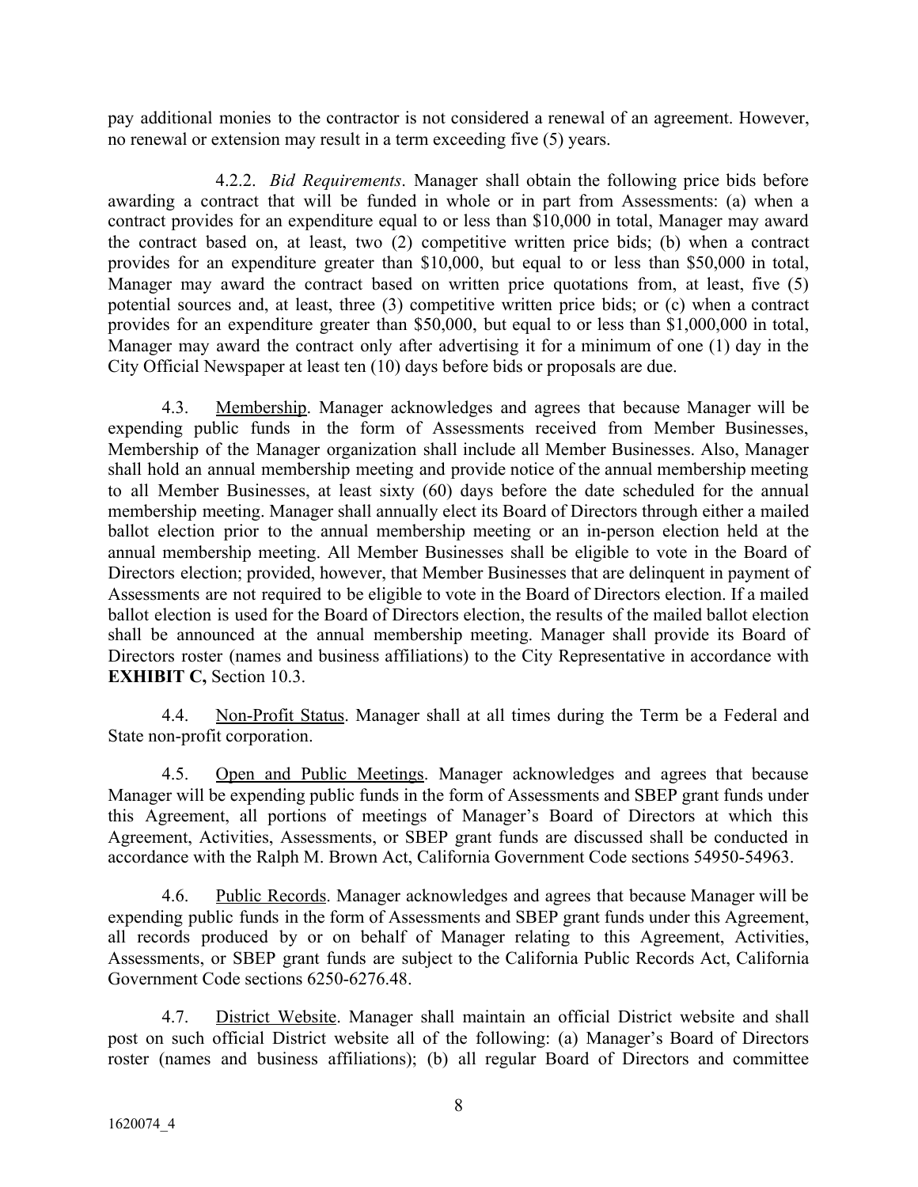pay additional monies to the contractor is not considered a renewal of an agreement. However, no renewal or extension may result in a term exceeding five (5) years.

4.2.2. *Bid Requirements*. Manager shall obtain the following price bids before awarding a contract that will be funded in whole or in part from Assessments: (a) when a contract provides for an expenditure equal to or less than $10,000 in total, Manager may award the contract based on, at least, two (2) competitive written price bids; (b) when a contract provides for an expenditure greater than $10,000, but equal to or less than $50,000 in total, Manager may award the contract based on written price quotations from, at least, five (5) potential sources and, at least, three (3) competitive written price bids; or (c) when a contract provides for an expenditure greater than $50,000, but equal to or less than $1,000,000 in total, Manager may award the contract only after advertising it for a minimum of one (1) day in the City Official Newspaper at least ten (10) days before bids or proposals are due.

4.3. Membership. Manager acknowledges and agrees that because Manager will be expending public funds in the form of Assessments received from Member Businesses, Membership of the Manager organization shall include all Member Businesses. Also, Manager shall hold an annual membership meeting and provide notice of the annual membership meeting to all Member Businesses, at least sixty (60) days before the date scheduled for the annual membership meeting. Manager shall annually elect its Board of Directors through either a mailed ballot election prior to the annual membership meeting or an in-person election held at the annual membership meeting. All Member Businesses shall be eligible to vote in the Board of Directors election; provided, however, that Member Businesses that are delinquent in payment of Assessments are not required to be eligible to vote in the Board of Directors election. If a mailed ballot election is used for the Board of Directors election, the results of the mailed ballot election shall be announced at the annual membership meeting. Manager shall provide its Board of Directors roster (names and business affiliations) to the City Representative in accordance with **EXHIBIT C,** Section 10.3.

4.4. Non-Profit Status. Manager shall at all times during the Term be a Federal and State non-profit corporation.

4.5. Open and Public Meetings. Manager acknowledges and agrees that because Manager will be expending public funds in the form of Assessments and SBEP grant funds under this Agreement, all portions of meetings of Manager's Board of Directors at which this Agreement, Activities, Assessments, or SBEP grant funds are discussed shall be conducted in accordance with the Ralph M. Brown Act, California Government Code sections 54950-54963.

4.6. Public Records. Manager acknowledges and agrees that because Manager will be expending public funds in the form of Assessments and SBEP grant funds under this Agreement, all records produced by or on behalf of Manager relating to this Agreement, Activities, Assessments, or SBEP grant funds are subject to the California Public Records Act, California Government Code sections 6250-6276.48.

4.7. District Website. Manager shall maintain an official District website and shall post on such official District website all of the following: (a) Manager's Board of Directors roster (names and business affiliations); (b) all regular Board of Directors and committee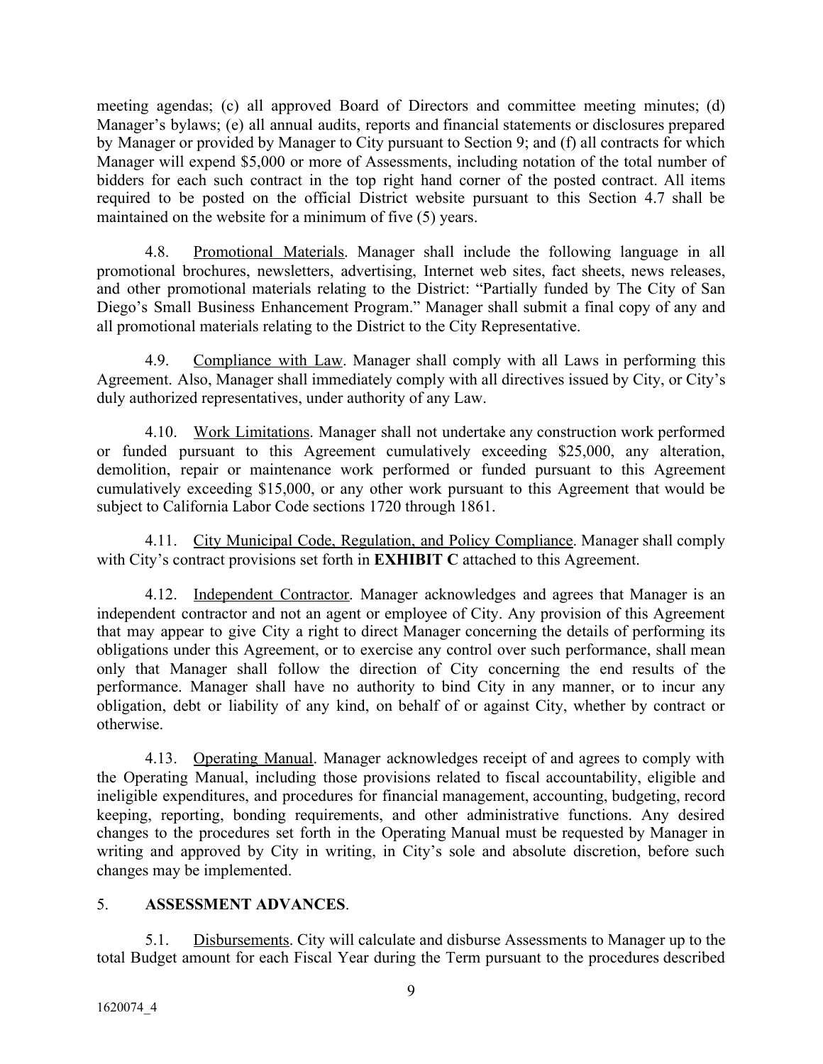meeting agendas; (c) all approved Board of Directors and committee meeting minutes; (d) Manager's bylaws; (e) all annual audits, reports and financial statements or disclosures prepared by Manager or provided by Manager to City pursuant to Section 9; and (f) all contracts for which Manager will expend $5,000 or more of Assessments, including notation of the total number of bidders for each such contract in the top right hand corner of the posted contract. All items required to be posted on the official District website pursuant to this Section 4.7 shall be maintained on the website for a minimum of five (5) years.

4.8. Promotional Materials. Manager shall include the following language in all promotional brochures, newsletters, advertising, Internet web sites, fact sheets, news releases, and other promotional materials relating to the District: "Partially funded by The City of San Diego's Small Business Enhancement Program." Manager shall submit a final copy of any and all promotional materials relating to the District to the City Representative.

4.9. Compliance with Law. Manager shall comply with all Laws in performing this Agreement. Also, Manager shall immediately comply with all directives issued by City, or City's duly authorized representatives, under authority of any Law.

4.10. Work Limitations. Manager shall not undertake any construction work performed or funded pursuant to this Agreement cumulatively exceeding $25,000, any alteration, demolition, repair or maintenance work performed or funded pursuant to this Agreement cumulatively exceeding $15,000, or any other work pursuant to this Agreement that would be subject to California Labor Code sections 1720 through 1861.

4.11. City Municipal Code, Regulation, and Policy Compliance. Manager shall comply with City's contract provisions set forth in **EXHIBIT C** attached to this Agreement.

4.12. Independent Contractor. Manager acknowledges and agrees that Manager is an independent contractor and not an agent or employee of City. Any provision of this Agreement that may appear to give City a right to direct Manager concerning the details of performing its obligations under this Agreement, or to exercise any control over such performance, shall mean only that Manager shall follow the direction of City concerning the end results of the performance. Manager shall have no authority to bind City in any manner, or to incur any obligation, debt or liability of any kind, on behalf of or against City, whether by contract or otherwise.

4.13. Operating Manual. Manager acknowledges receipt of and agrees to comply with the Operating Manual, including those provisions related to fiscal accountability, eligible and ineligible expenditures, and procedures for financial management, accounting, budgeting, record keeping, reporting, bonding requirements, and other administrative functions. Any desired changes to the procedures set forth in the Operating Manual must be requested by Manager in writing and approved by City in writing, in City's sole and absolute discretion, before such changes may be implemented.

## 5. **ASSESSMENT ADVANCES**.

5.1. Disbursements. City will calculate and disburse Assessments to Manager up to the total Budget amount for each Fiscal Year during the Term pursuant to the procedures described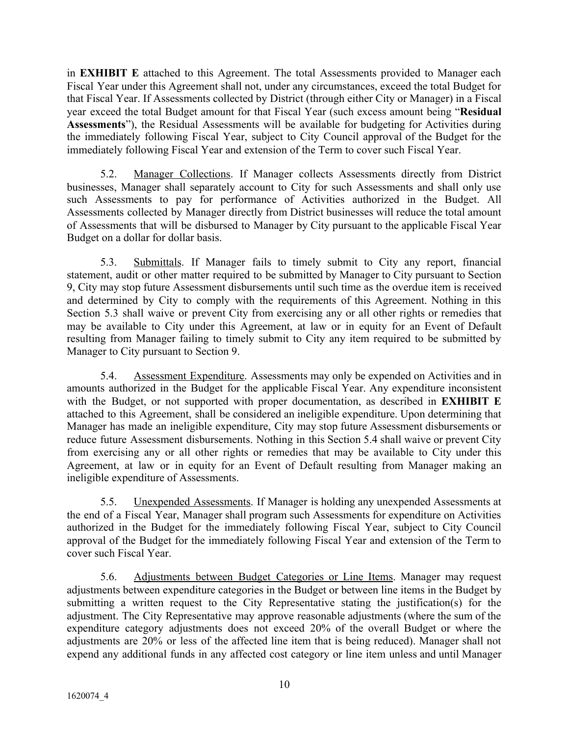in **EXHIBIT E** attached to this Agreement. The total Assessments provided to Manager each Fiscal Year under this Agreement shall not, under any circumstances, exceed the total Budget for that Fiscal Year. If Assessments collected by District (through either City or Manager) in a Fiscal year exceed the total Budget amount for that Fiscal Year (such excess amount being "**Residual Assessments**"), the Residual Assessments will be available for budgeting for Activities during the immediately following Fiscal Year, subject to City Council approval of the Budget for the immediately following Fiscal Year and extension of the Term to cover such Fiscal Year.

5.2. Manager Collections. If Manager collects Assessments directly from District businesses, Manager shall separately account to City for such Assessments and shall only use such Assessments to pay for performance of Activities authorized in the Budget. All Assessments collected by Manager directly from District businesses will reduce the total amount of Assessments that will be disbursed to Manager by City pursuant to the applicable Fiscal Year Budget on a dollar for dollar basis.

5.3. Submittals. If Manager fails to timely submit to City any report, financial statement, audit or other matter required to be submitted by Manager to City pursuant to Section 9, City may stop future Assessment disbursements until such time as the overdue item is received and determined by City to comply with the requirements of this Agreement. Nothing in this Section 5.3 shall waive or prevent City from exercising any or all other rights or remedies that may be available to City under this Agreement, at law or in equity for an Event of Default resulting from Manager failing to timely submit to City any item required to be submitted by Manager to City pursuant to Section 9.

5.4. Assessment Expenditure. Assessments may only be expended on Activities and in amounts authorized in the Budget for the applicable Fiscal Year. Any expenditure inconsistent with the Budget, or not supported with proper documentation, as described in **EXHIBIT E** attached to this Agreement, shall be considered an ineligible expenditure. Upon determining that Manager has made an ineligible expenditure, City may stop future Assessment disbursements or reduce future Assessment disbursements. Nothing in this Section 5.4 shall waive or prevent City from exercising any or all other rights or remedies that may be available to City under this Agreement, at law or in equity for an Event of Default resulting from Manager making an ineligible expenditure of Assessments.

5.5. Unexpended Assessments. If Manager is holding any unexpended Assessments at the end of a Fiscal Year, Manager shall program such Assessments for expenditure on Activities authorized in the Budget for the immediately following Fiscal Year, subject to City Council approval of the Budget for the immediately following Fiscal Year and extension of the Term to cover such Fiscal Year.

5.6. Adjustments between Budget Categories or Line Items. Manager may request adjustments between expenditure categories in the Budget or between line items in the Budget by submitting a written request to the City Representative stating the justification(s) for the adjustment. The City Representative may approve reasonable adjustments (where the sum of the expenditure category adjustments does not exceed 20% of the overall Budget or where the adjustments are 20% or less of the affected line item that is being reduced). Manager shall not expend any additional funds in any affected cost category or line item unless and until Manager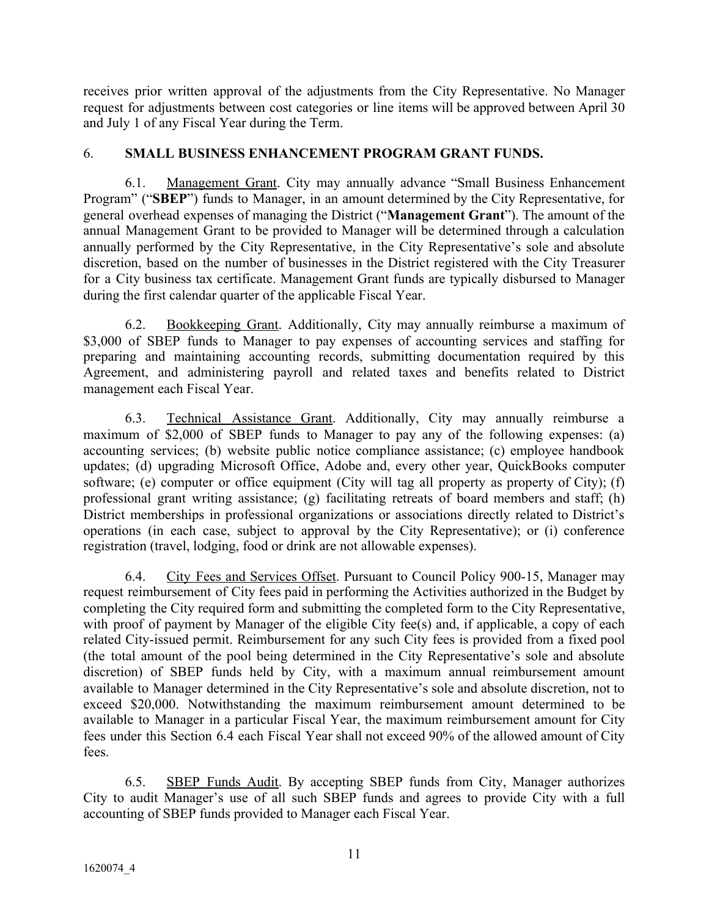receives prior written approval of the adjustments from the City Representative. No Manager request for adjustments between cost categories or line items will be approved between April 30 and July 1 of any Fiscal Year during the Term.

## 6. **SMALL BUSINESS ENHANCEMENT PROGRAM GRANT FUNDS.**

6.1. Management Grant. City may annually advance "Small Business Enhancement Program" ("**SBEP**") funds to Manager, in an amount determined by the City Representative, for general overhead expenses of managing the District ("**Management Grant**"). The amount of the annual Management Grant to be provided to Manager will be determined through a calculation annually performed by the City Representative, in the City Representative's sole and absolute discretion, based on the number of businesses in the District registered with the City Treasurer for a City business tax certificate. Management Grant funds are typically disbursed to Manager during the first calendar quarter of the applicable Fiscal Year.

6.2. Bookkeeping Grant. Additionally, City may annually reimburse a maximum of $3,000 of SBEP funds to Manager to pay expenses of accounting services and staffing for preparing and maintaining accounting records, submitting documentation required by this Agreement, and administering payroll and related taxes and benefits related to District management each Fiscal Year.

6.3. Technical Assistance Grant. Additionally, City may annually reimburse a maximum of $2,000 of SBEP funds to Manager to pay any of the following expenses: (a) accounting services; (b) website public notice compliance assistance; (c) employee handbook updates; (d) upgrading Microsoft Office, Adobe and, every other year, QuickBooks computer software; (e) computer or office equipment (City will tag all property as property of City); (f) professional grant writing assistance; (g) facilitating retreats of board members and staff; (h) District memberships in professional organizations or associations directly related to District's operations (in each case, subject to approval by the City Representative); or (i) conference registration (travel, lodging, food or drink are not allowable expenses).

6.4. City Fees and Services Offset. Pursuant to Council Policy 900-15, Manager may request reimbursement of City fees paid in performing the Activities authorized in the Budget by completing the City required form and submitting the completed form to the City Representative, with proof of payment by Manager of the eligible City fee(s) and, if applicable, a copy of each related City-issued permit. Reimbursement for any such City fees is provided from a fixed pool (the total amount of the pool being determined in the City Representative's sole and absolute discretion) of SBEP funds held by City, with a maximum annual reimbursement amount available to Manager determined in the City Representative's sole and absolute discretion, not to exceed $20,000. Notwithstanding the maximum reimbursement amount determined to be available to Manager in a particular Fiscal Year, the maximum reimbursement amount for City fees under this Section 6.4 each Fiscal Year shall not exceed 90% of the allowed amount of City fees.

6.5. SBEP Funds Audit. By accepting SBEP funds from City, Manager authorizes City to audit Manager's use of all such SBEP funds and agrees to provide City with a full accounting of SBEP funds provided to Manager each Fiscal Year.

1620074_4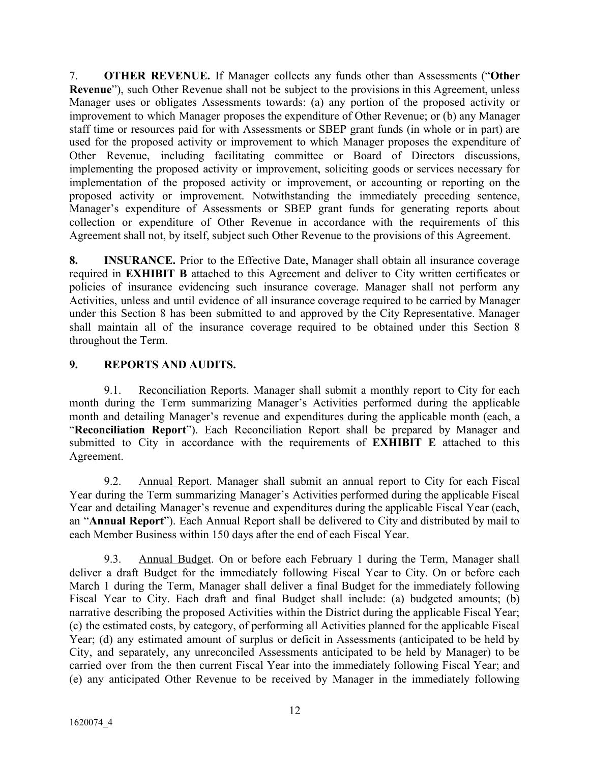7. **OTHER REVENUE.** If Manager collects any funds other than Assessments ("**Other Revenue**"), such Other Revenue shall not be subject to the provisions in this Agreement, unless Manager uses or obligates Assessments towards: (a) any portion of the proposed activity or improvement to which Manager proposes the expenditure of Other Revenue; or (b) any Manager staff time or resources paid for with Assessments or SBEP grant funds (in whole or in part) are used for the proposed activity or improvement to which Manager proposes the expenditure of Other Revenue, including facilitating committee or Board of Directors discussions, implementing the proposed activity or improvement, soliciting goods or services necessary for implementation of the proposed activity or improvement, or accounting or reporting on the proposed activity or improvement. Notwithstanding the immediately preceding sentence, Manager's expenditure of Assessments or SBEP grant funds for generating reports about collection or expenditure of Other Revenue in accordance with the requirements of this Agreement shall not, by itself, subject such Other Revenue to the provisions of this Agreement.

**8. INSURANCE.** Prior to the Effective Date, Manager shall obtain all insurance coverage required in **EXHIBIT B** attached to this Agreement and deliver to City written certificates or policies of insurance evidencing such insurance coverage. Manager shall not perform any Activities, unless and until evidence of all insurance coverage required to be carried by Manager under this Section 8 has been submitted to and approved by the City Representative. Manager shall maintain all of the insurance coverage required to be obtained under this Section 8 throughout the Term.

**9. REPORTS AND AUDITS.**

9.1. Reconciliation Reports. Manager shall submit a monthly report to City for each month during the Term summarizing Manager's Activities performed during the applicable month and detailing Manager's revenue and expenditures during the applicable month (each, a "**Reconciliation Report**"). Each Reconciliation Report shall be prepared by Manager and submitted to City in accordance with the requirements of **EXHIBIT E** attached to this Agreement.

9.2. Annual Report. Manager shall submit an annual report to City for each Fiscal Year during the Term summarizing Manager's Activities performed during the applicable Fiscal Year and detailing Manager's revenue and expenditures during the applicable Fiscal Year (each, an "**Annual Report**"). Each Annual Report shall be delivered to City and distributed by mail to each Member Business within 150 days after the end of each Fiscal Year.

9.3. Annual Budget. On or before each February 1 during the Term, Manager shall deliver a draft Budget for the immediately following Fiscal Year to City. On or before each March 1 during the Term, Manager shall deliver a final Budget for the immediately following Fiscal Year to City. Each draft and final Budget shall include: (a) budgeted amounts; (b) narrative describing the proposed Activities within the District during the applicable Fiscal Year; (c) the estimated costs, by category, of performing all Activities planned for the applicable Fiscal Year; (d) any estimated amount of surplus or deficit in Assessments (anticipated to be held by City, and separately, any unreconciled Assessments anticipated to be held by Manager) to be carried over from the then current Fiscal Year into the immediately following Fiscal Year; and (e) any anticipated Other Revenue to be received by Manager in the immediately following

1620074_4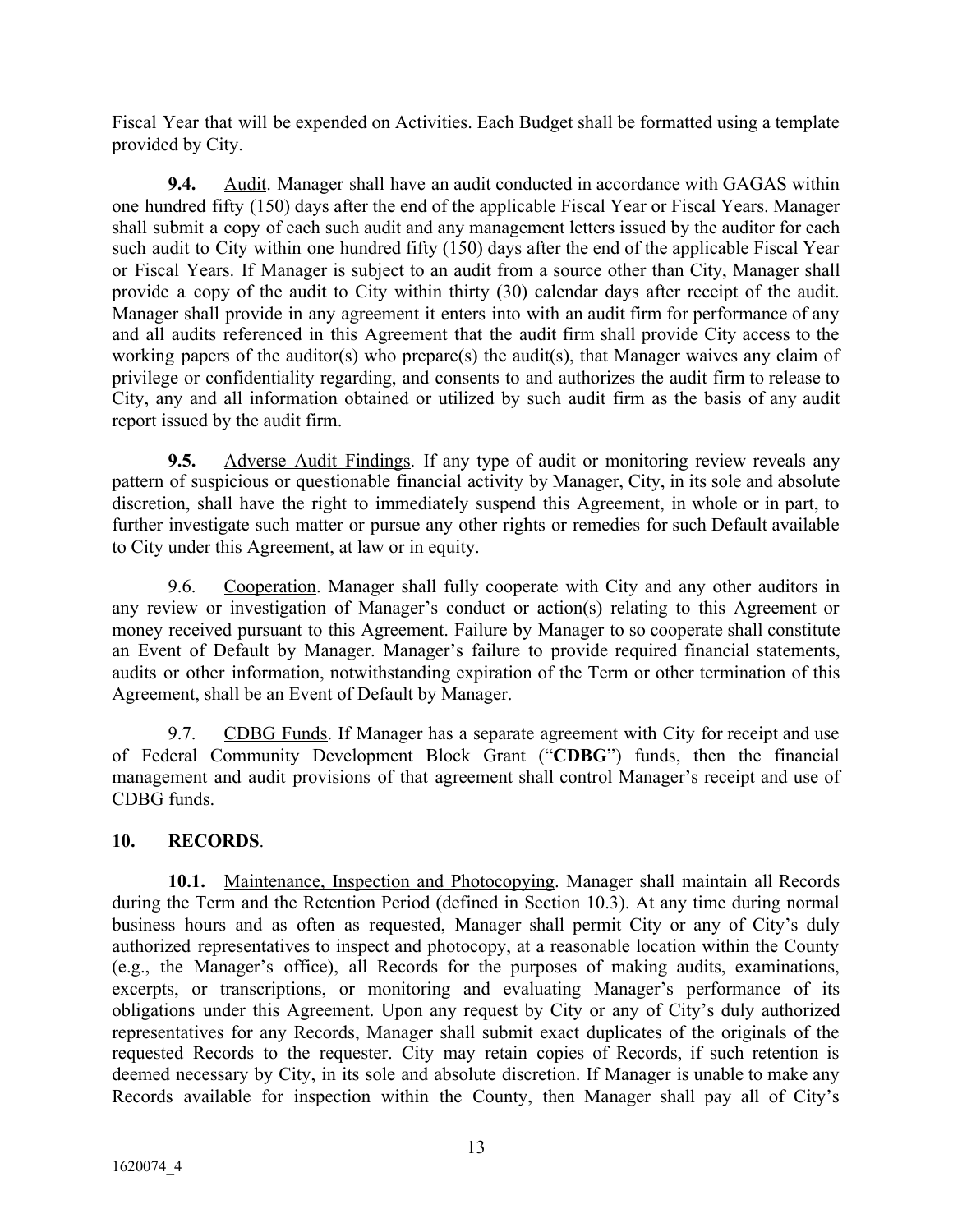Fiscal Year that will be expended on Activities. Each Budget shall be formatted using a template provided by City.

**9.4.** Audit. Manager shall have an audit conducted in accordance with GAGAS within one hundred fifty (150) days after the end of the applicable Fiscal Year or Fiscal Years. Manager shall submit a copy of each such audit and any management letters issued by the auditor for each such audit to City within one hundred fifty (150) days after the end of the applicable Fiscal Year or Fiscal Years. If Manager is subject to an audit from a source other than City, Manager shall provide a copy of the audit to City within thirty (30) calendar days after receipt of the audit. Manager shall provide in any agreement it enters into with an audit firm for performance of any and all audits referenced in this Agreement that the audit firm shall provide City access to the working papers of the auditor(s) who prepare(s) the audit(s), that Manager waives any claim of privilege or confidentiality regarding, and consents to and authorizes the audit firm to release to City, any and all information obtained or utilized by such audit firm as the basis of any audit report issued by the audit firm.

**9.5.** Adverse Audit Findings. If any type of audit or monitoring review reveals any pattern of suspicious or questionable financial activity by Manager, City, in its sole and absolute discretion, shall have the right to immediately suspend this Agreement, in whole or in part, to further investigate such matter or pursue any other rights or remedies for such Default available to City under this Agreement, at law or in equity.

9.6. Cooperation. Manager shall fully cooperate with City and any other auditors in any review or investigation of Manager's conduct or action(s) relating to this Agreement or money received pursuant to this Agreement. Failure by Manager to so cooperate shall constitute an Event of Default by Manager. Manager's failure to provide required financial statements, audits or other information, notwithstanding expiration of the Term or other termination of this Agreement, shall be an Event of Default by Manager.

9.7. CDBG Funds. If Manager has a separate agreement with City for receipt and use of Federal Community Development Block Grant ("**CDBG**") funds, then the financial management and audit provisions of that agreement shall control Manager's receipt and use of CDBG funds.

## 10. RECORDS.

**10.1.** Maintenance, Inspection and Photocopying. Manager shall maintain all Records during the Term and the Retention Period (defined in Section 10.3). At any time during normal business hours and as often as requested, Manager shall permit City or any of City's duly authorized representatives to inspect and photocopy, at a reasonable location within the County (e.g., the Manager's office), all Records for the purposes of making audits, examinations, excerpts, or transcriptions, or monitoring and evaluating Manager's performance of its obligations under this Agreement. Upon any request by City or any of City's duly authorized representatives for any Records, Manager shall submit exact duplicates of the originals of the requested Records to the requester. City may retain copies of Records, if such retention is deemed necessary by City, in its sole and absolute discretion. If Manager is unable to make any Records available for inspection within the County, then Manager shall pay all of City's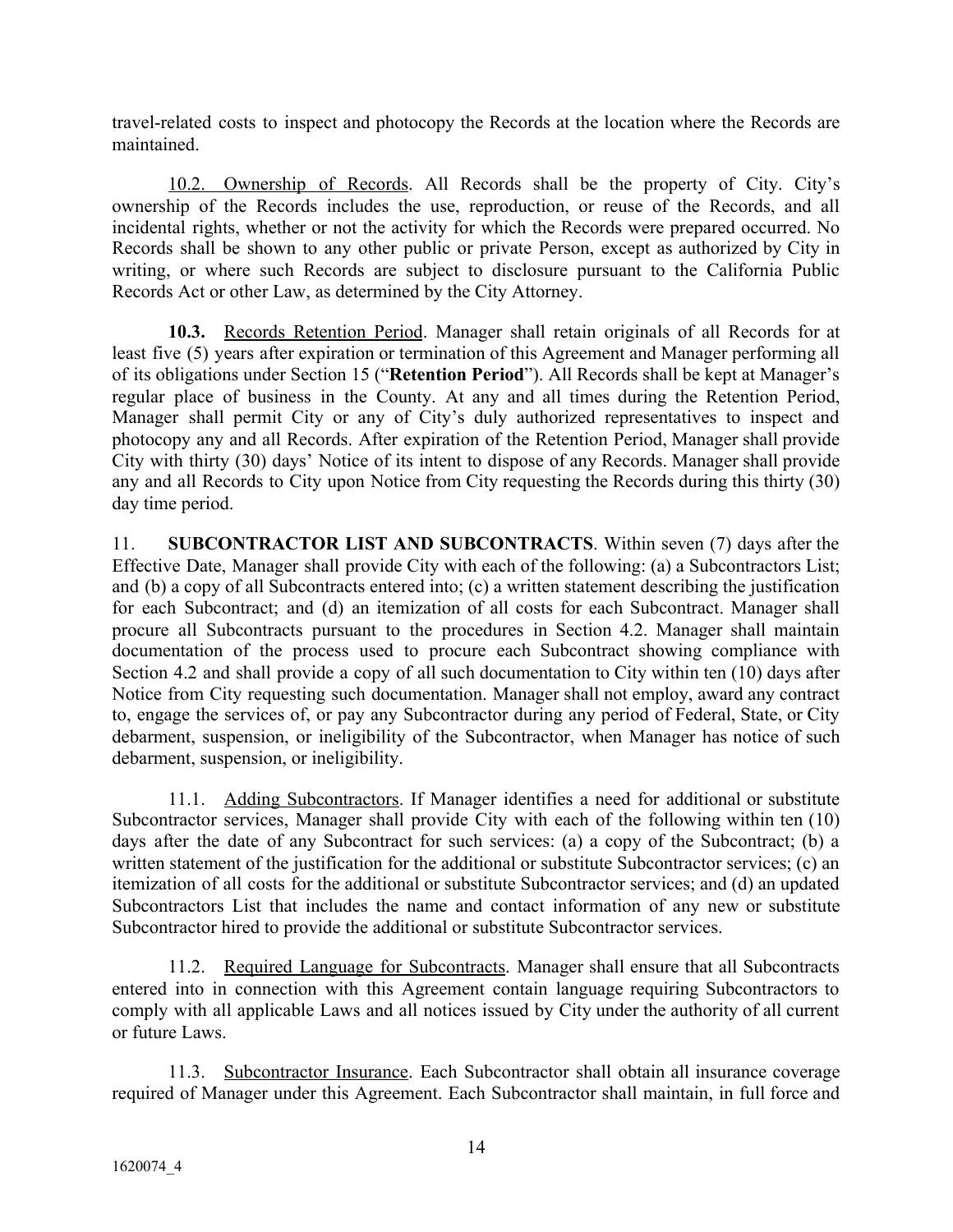travel-related costs to inspect and photocopy the Records at the location where the Records are maintained.

10.2. Ownership of Records. All Records shall be the property of City. City's ownership of the Records includes the use, reproduction, or reuse of the Records, and all incidental rights, whether or not the activity for which the Records were prepared occurred. No Records shall be shown to any other public or private Person, except as authorized by City in writing, or where such Records are subject to disclosure pursuant to the California Public Records Act or other Law, as determined by the City Attorney.

**10.3.** Records Retention Period. Manager shall retain originals of all Records for at least five (5) years after expiration or termination of this Agreement and Manager performing all of its obligations under Section 15 ("**Retention Period**"). All Records shall be kept at Manager's regular place of business in the County. At any and all times during the Retention Period, Manager shall permit City or any of City's duly authorized representatives to inspect and photocopy any and all Records. After expiration of the Retention Period, Manager shall provide City with thirty (30) days' Notice of its intent to dispose of any Records. Manager shall provide any and all Records to City upon Notice from City requesting the Records during this thirty (30) day time period.

11. **SUBCONTRACTOR LIST AND SUBCONTRACTS**. Within seven (7) days after the Effective Date, Manager shall provide City with each of the following: (a) a Subcontractors List; and (b) a copy of all Subcontracts entered into; (c) a written statement describing the justification for each Subcontract; and (d) an itemization of all costs for each Subcontract. Manager shall procure all Subcontracts pursuant to the procedures in Section 4.2. Manager shall maintain documentation of the process used to procure each Subcontract showing compliance with Section 4.2 and shall provide a copy of all such documentation to City within ten (10) days after Notice from City requesting such documentation. Manager shall not employ, award any contract to, engage the services of, or pay any Subcontractor during any period of Federal, State, or City debarment, suspension, or ineligibility of the Subcontractor, when Manager has notice of such debarment, suspension, or ineligibility.

11.1. Adding Subcontractors. If Manager identifies a need for additional or substitute Subcontractor services, Manager shall provide City with each of the following within ten (10) days after the date of any Subcontract for such services: (a) a copy of the Subcontract; (b) a written statement of the justification for the additional or substitute Subcontractor services; (c) an itemization of all costs for the additional or substitute Subcontractor services; and (d) an updated Subcontractors List that includes the name and contact information of any new or substitute Subcontractor hired to provide the additional or substitute Subcontractor services.

11.2. Required Language for Subcontracts. Manager shall ensure that all Subcontracts entered into in connection with this Agreement contain language requiring Subcontractors to comply with all applicable Laws and all notices issued by City under the authority of all current or future Laws.

11.3. Subcontractor Insurance. Each Subcontractor shall obtain all insurance coverage required of Manager under this Agreement. Each Subcontractor shall maintain, in full force and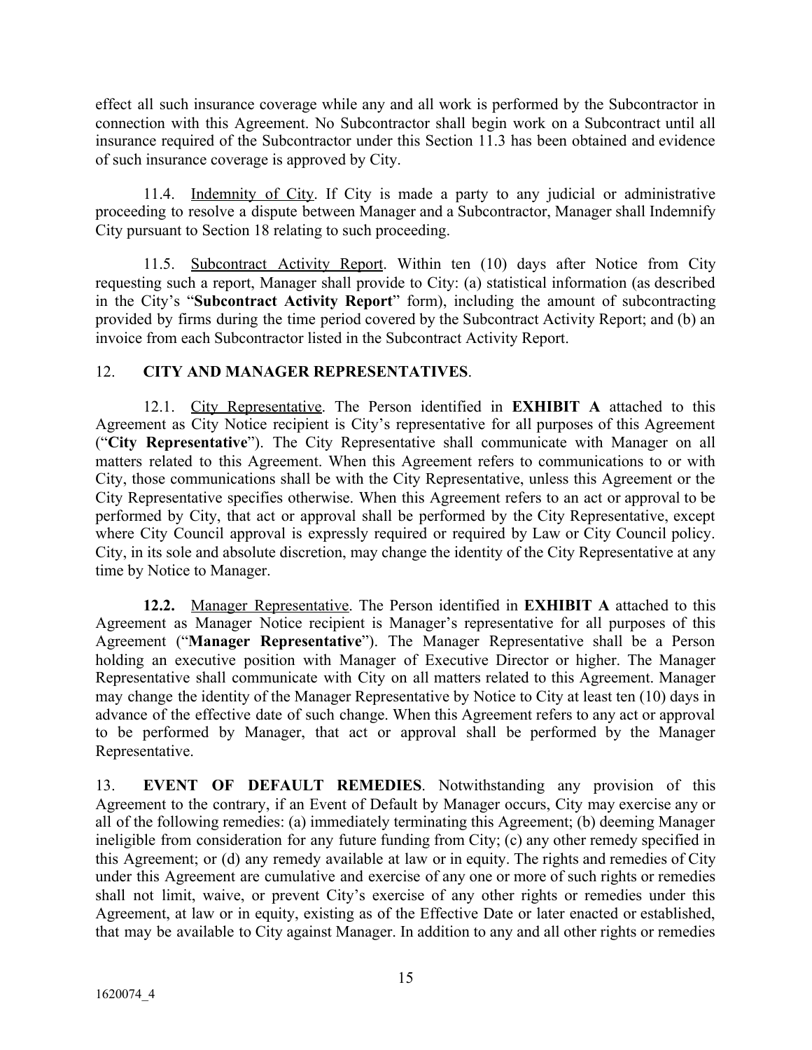effect all such insurance coverage while any and all work is performed by the Subcontractor in connection with this Agreement. No Subcontractor shall begin work on a Subcontract until all insurance required of the Subcontractor under this Section 11.3 has been obtained and evidence of such insurance coverage is approved by City.

11.4. Indemnity of City. If City is made a party to any judicial or administrative proceeding to resolve a dispute between Manager and a Subcontractor, Manager shall Indemnify City pursuant to Section 18 relating to such proceeding.

11.5. Subcontract Activity Report. Within ten (10) days after Notice from City requesting such a report, Manager shall provide to City: (a) statistical information (as described in the City's "**Subcontract Activity Report**" form), including the amount of subcontracting provided by firms during the time period covered by the Subcontract Activity Report; and (b) an invoice from each Subcontractor listed in the Subcontract Activity Report.

12. **CITY AND MANAGER REPRESENTATIVES**.

12.1. City Representative. The Person identified in **EXHIBIT A** attached to this Agreement as City Notice recipient is City's representative for all purposes of this Agreement ("**City Representative**"). The City Representative shall communicate with Manager on all matters related to this Agreement. When this Agreement refers to communications to or with City, those communications shall be with the City Representative, unless this Agreement or the City Representative specifies otherwise. When this Agreement refers to an act or approval to be performed by City, that act or approval shall be performed by the City Representative, except where City Council approval is expressly required or required by Law or City Council policy. City, in its sole and absolute discretion, may change the identity of the City Representative at any time by Notice to Manager.

**12.2.** Manager Representative. The Person identified in **EXHIBIT A** attached to this Agreement as Manager Notice recipient is Manager's representative for all purposes of this Agreement ("**Manager Representative**"). The Manager Representative shall be a Person holding an executive position with Manager of Executive Director or higher. The Manager Representative shall communicate with City on all matters related to this Agreement. Manager may change the identity of the Manager Representative by Notice to City at least ten (10) days in advance of the effective date of such change. When this Agreement refers to any act or approval to be performed by Manager, that act or approval shall be performed by the Manager Representative.

13. **EVENT OF DEFAULT REMEDIES**. Notwithstanding any provision of this Agreement to the contrary, if an Event of Default by Manager occurs, City may exercise any or all of the following remedies: (a) immediately terminating this Agreement; (b) deeming Manager ineligible from consideration for any future funding from City; (c) any other remedy specified in this Agreement; or (d) any remedy available at law or in equity. The rights and remedies of City under this Agreement are cumulative and exercise of any one or more of such rights or remedies shall not limit, waive, or prevent City's exercise of any other rights or remedies under this Agreement, at law or in equity, existing as of the Effective Date or later enacted or established, that may be available to City against Manager. In addition to any and all other rights or remedies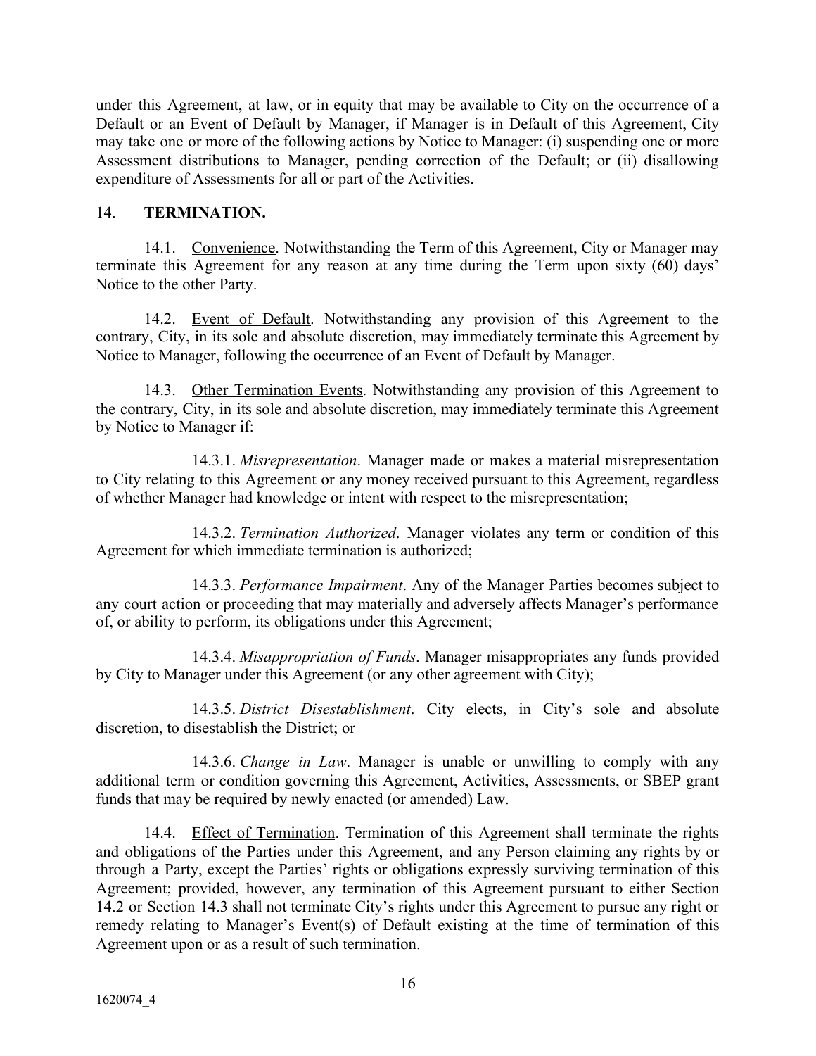under this Agreement, at law, or in equity that may be available to City on the occurrence of a Default or an Event of Default by Manager, if Manager is in Default of this Agreement, City may take one or more of the following actions by Notice to Manager: (i) suspending one or more Assessment distributions to Manager, pending correction of the Default; or (ii) disallowing expenditure of Assessments for all or part of the Activities.

## 14. **TERMINATION.**

14.1. Convenience. Notwithstanding the Term of this Agreement, City or Manager may terminate this Agreement for any reason at any time during the Term upon sixty (60) days' Notice to the other Party.

14.2. Event of Default. Notwithstanding any provision of this Agreement to the contrary, City, in its sole and absolute discretion, may immediately terminate this Agreement by Notice to Manager, following the occurrence of an Event of Default by Manager.

14.3. Other Termination Events. Notwithstanding any provision of this Agreement to the contrary, City, in its sole and absolute discretion, may immediately terminate this Agreement by Notice to Manager if:

14.3.1. *Misrepresentation*. Manager made or makes a material misrepresentation to City relating to this Agreement or any money received pursuant to this Agreement, regardless of whether Manager had knowledge or intent with respect to the misrepresentation;

14.3.2. *Termination Authorized*. Manager violates any term or condition of this Agreement for which immediate termination is authorized;

14.3.3. *Performance Impairment*. Any of the Manager Parties becomes subject to any court action or proceeding that may materially and adversely affects Manager's performance of, or ability to perform, its obligations under this Agreement;

14.3.4. *Misappropriation of Funds*. Manager misappropriates any funds provided by City to Manager under this Agreement (or any other agreement with City);

14.3.5. *District Disestablishment*. City elects, in City's sole and absolute discretion, to disestablish the District; or

14.3.6. *Change in Law*. Manager is unable or unwilling to comply with any additional term or condition governing this Agreement, Activities, Assessments, or SBEP grant funds that may be required by newly enacted (or amended) Law.

14.4. Effect of Termination. Termination of this Agreement shall terminate the rights and obligations of the Parties under this Agreement, and any Person claiming any rights by or through a Party, except the Parties' rights or obligations expressly surviving termination of this Agreement; provided, however, any termination of this Agreement pursuant to either Section 14.2 or Section 14.3 shall not terminate City's rights under this Agreement to pursue any right or remedy relating to Manager's Event(s) of Default existing at the time of termination of this Agreement upon or as a result of such termination.

1620074_4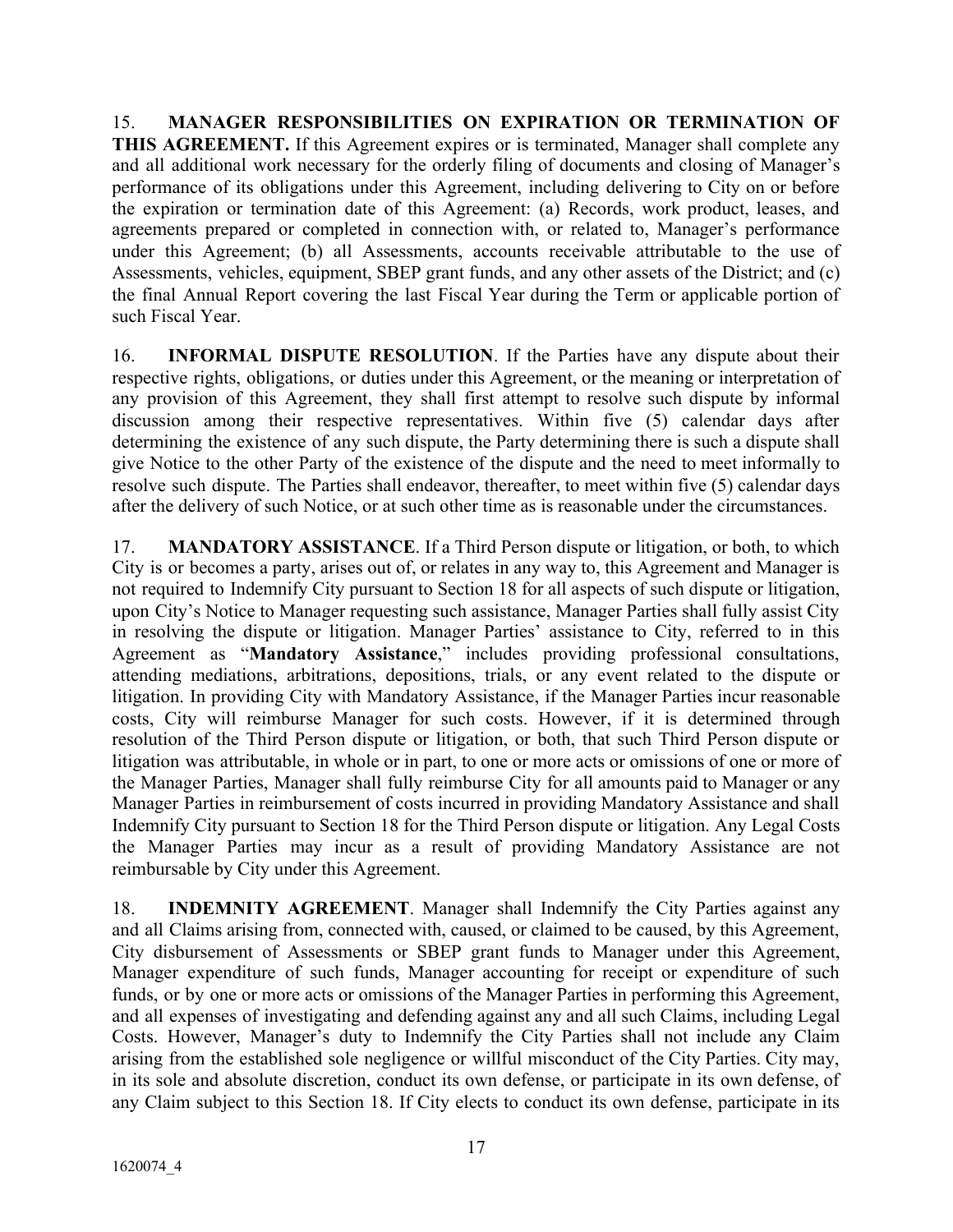15. **MANAGER RESPONSIBILITIES ON EXPIRATION OR TERMINATION OF THIS AGREEMENT.** If this Agreement expires or is terminated, Manager shall complete any and all additional work necessary for the orderly filing of documents and closing of Manager's performance of its obligations under this Agreement, including delivering to City on or before the expiration or termination date of this Agreement: (a) Records, work product, leases, and agreements prepared or completed in connection with, or related to, Manager's performance under this Agreement; (b) all Assessments, accounts receivable attributable to the use of Assessments, vehicles, equipment, SBEP grant funds, and any other assets of the District; and (c) the final Annual Report covering the last Fiscal Year during the Term or applicable portion of such Fiscal Year.

16. **INFORMAL DISPUTE RESOLUTION**. If the Parties have any dispute about their respective rights, obligations, or duties under this Agreement, or the meaning or interpretation of any provision of this Agreement, they shall first attempt to resolve such dispute by informal discussion among their respective representatives. Within five (5) calendar days after determining the existence of any such dispute, the Party determining there is such a dispute shall give Notice to the other Party of the existence of the dispute and the need to meet informally to resolve such dispute. The Parties shall endeavor, thereafter, to meet within five (5) calendar days after the delivery of such Notice, or at such other time as is reasonable under the circumstances.

17. **MANDATORY ASSISTANCE**. If a Third Person dispute or litigation, or both, to which City is or becomes a party, arises out of, or relates in any way to, this Agreement and Manager is not required to Indemnify City pursuant to Section 18 for all aspects of such dispute or litigation, upon City's Notice to Manager requesting such assistance, Manager Parties shall fully assist City in resolving the dispute or litigation. Manager Parties' assistance to City, referred to in this Agreement as "**Mandatory Assistance**," includes providing professional consultations, attending mediations, arbitrations, depositions, trials, or any event related to the dispute or litigation. In providing City with Mandatory Assistance, if the Manager Parties incur reasonable costs, City will reimburse Manager for such costs. However, if it is determined through resolution of the Third Person dispute or litigation, or both, that such Third Person dispute or litigation was attributable, in whole or in part, to one or more acts or omissions of one or more of the Manager Parties, Manager shall fully reimburse City for all amounts paid to Manager or any Manager Parties in reimbursement of costs incurred in providing Mandatory Assistance and shall Indemnify City pursuant to Section 18 for the Third Person dispute or litigation. Any Legal Costs the Manager Parties may incur as a result of providing Mandatory Assistance are not reimbursable by City under this Agreement.

18. **INDEMNITY AGREEMENT**. Manager shall Indemnify the City Parties against any and all Claims arising from, connected with, caused, or claimed to be caused, by this Agreement, City disbursement of Assessments or SBEP grant funds to Manager under this Agreement, Manager expenditure of such funds, Manager accounting for receipt or expenditure of such funds, or by one or more acts or omissions of the Manager Parties in performing this Agreement, and all expenses of investigating and defending against any and all such Claims, including Legal Costs. However, Manager's duty to Indemnify the City Parties shall not include any Claim arising from the established sole negligence or willful misconduct of the City Parties. City may, in its sole and absolute discretion, conduct its own defense, or participate in its own defense, of any Claim subject to this Section 18. If City elects to conduct its own defense, participate in its

1620074_4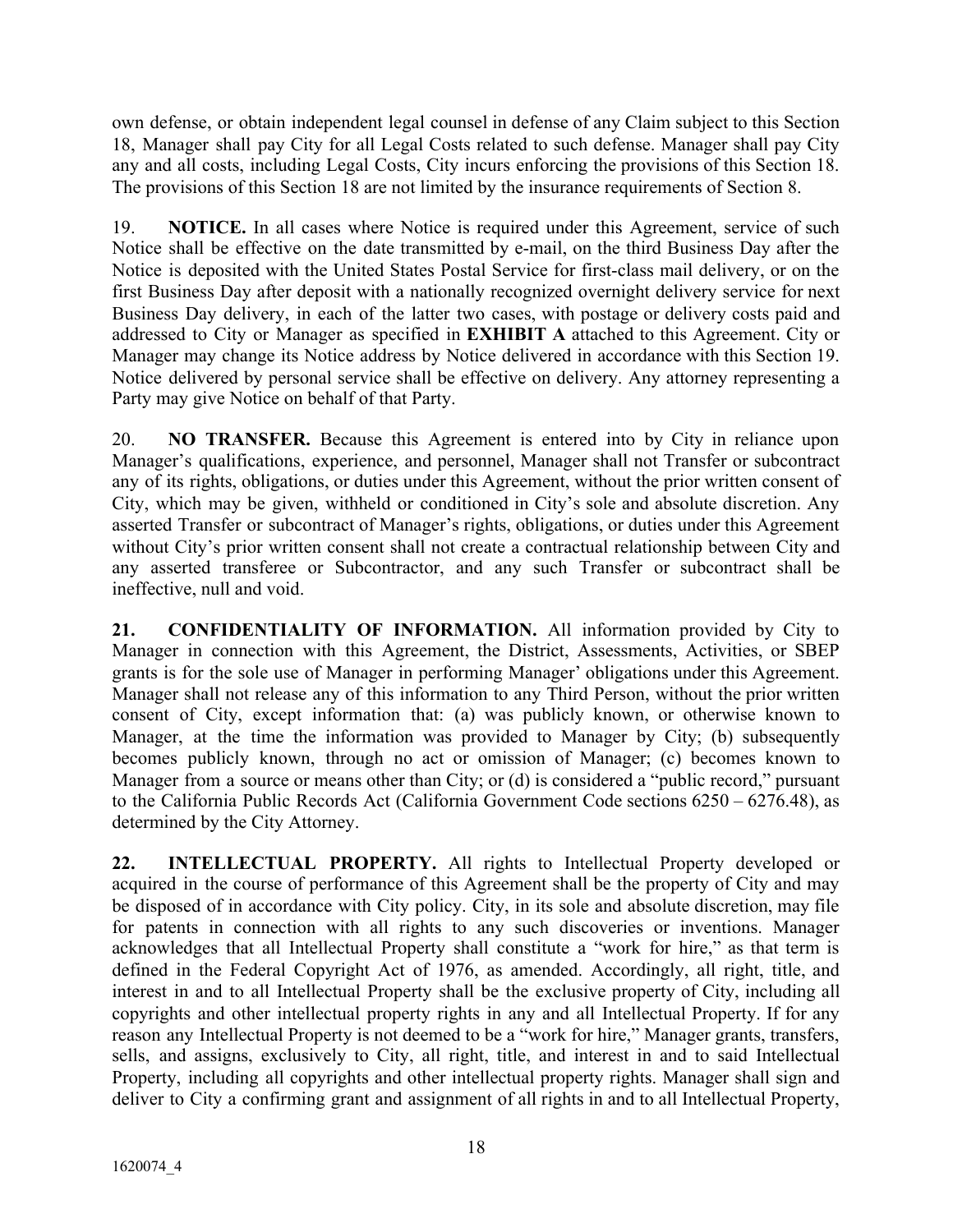own defense, or obtain independent legal counsel in defense of any Claim subject to this Section 18, Manager shall pay City for all Legal Costs related to such defense. Manager shall pay City any and all costs, including Legal Costs, City incurs enforcing the provisions of this Section 18. The provisions of this Section 18 are not limited by the insurance requirements of Section 8.

19. **NOTICE.** In all cases where Notice is required under this Agreement, service of such Notice shall be effective on the date transmitted by e-mail, on the third Business Day after the Notice is deposited with the United States Postal Service for first-class mail delivery, or on the first Business Day after deposit with a nationally recognized overnight delivery service for next Business Day delivery, in each of the latter two cases, with postage or delivery costs paid and addressed to City or Manager as specified in **EXHIBIT A** attached to this Agreement. City or Manager may change its Notice address by Notice delivered in accordance with this Section 19. Notice delivered by personal service shall be effective on delivery. Any attorney representing a Party may give Notice on behalf of that Party.

20. **NO TRANSFER.** Because this Agreement is entered into by City in reliance upon Manager's qualifications, experience, and personnel, Manager shall not Transfer or subcontract any of its rights, obligations, or duties under this Agreement, without the prior written consent of City, which may be given, withheld or conditioned in City's sole and absolute discretion. Any asserted Transfer or subcontract of Manager's rights, obligations, or duties under this Agreement without City's prior written consent shall not create a contractual relationship between City and any asserted transferee or Subcontractor, and any such Transfer or subcontract shall be ineffective, null and void.

**21. CONFIDENTIALITY OF INFORMATION.** All information provided by City to Manager in connection with this Agreement, the District, Assessments, Activities, or SBEP grants is for the sole use of Manager in performing Manager' obligations under this Agreement. Manager shall not release any of this information to any Third Person, without the prior written consent of City, except information that: (a) was publicly known, or otherwise known to Manager, at the time the information was provided to Manager by City; (b) subsequently becomes publicly known, through no act or omission of Manager; (c) becomes known to Manager from a source or means other than City; or (d) is considered a "public record," pursuant to the California Public Records Act (California Government Code sections 6250 – 6276.48), as determined by the City Attorney.

**22. INTELLECTUAL PROPERTY.** All rights to Intellectual Property developed or acquired in the course of performance of this Agreement shall be the property of City and may be disposed of in accordance with City policy. City, in its sole and absolute discretion, may file for patents in connection with all rights to any such discoveries or inventions. Manager acknowledges that all Intellectual Property shall constitute a "work for hire," as that term is defined in the Federal Copyright Act of 1976, as amended. Accordingly, all right, title, and interest in and to all Intellectual Property shall be the exclusive property of City, including all copyrights and other intellectual property rights in any and all Intellectual Property. If for any reason any Intellectual Property is not deemed to be a "work for hire," Manager grants, transfers, sells, and assigns, exclusively to City, all right, title, and interest in and to said Intellectual Property, including all copyrights and other intellectual property rights. Manager shall sign and deliver to City a confirming grant and assignment of all rights in and to all Intellectual Property,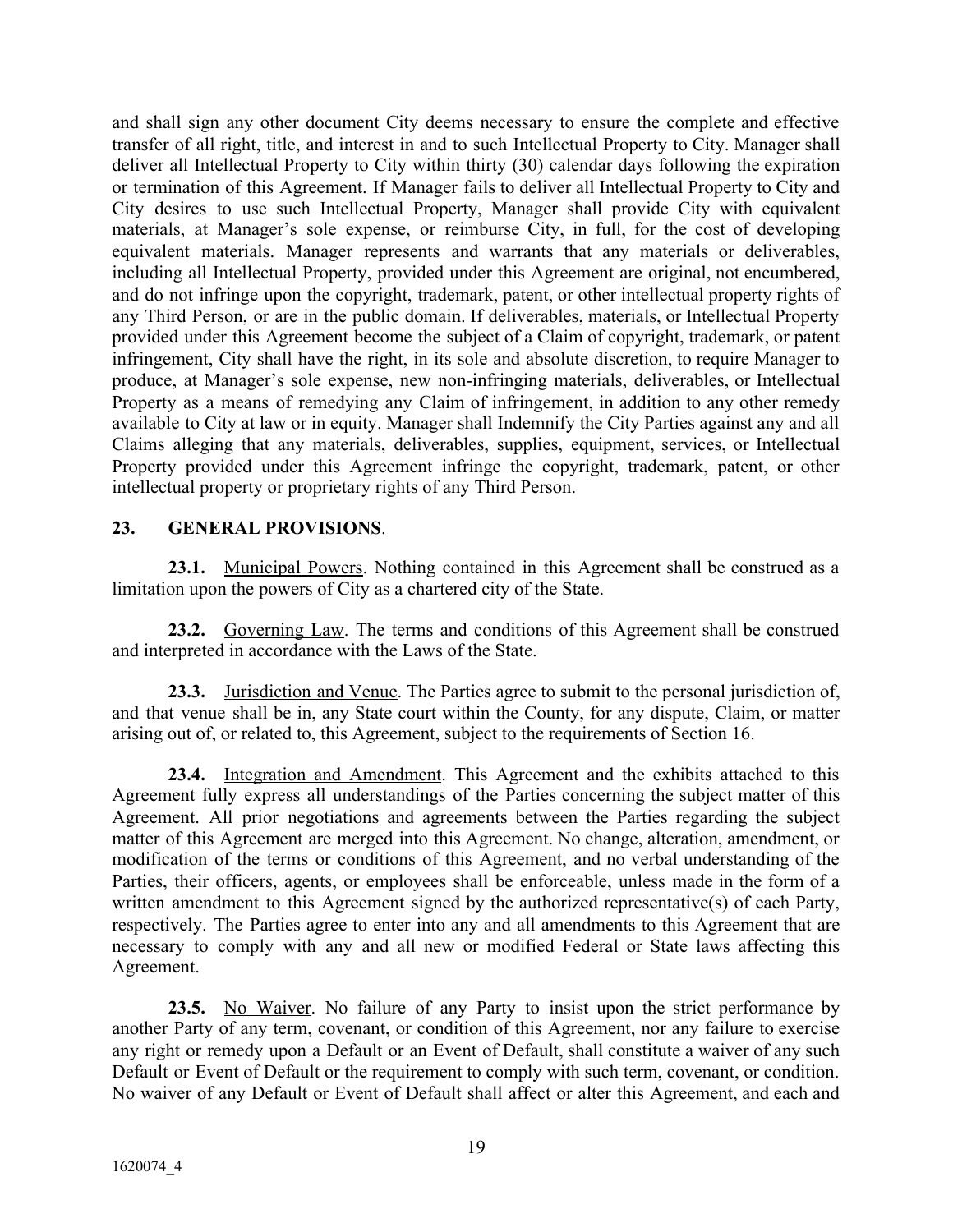and shall sign any other document City deems necessary to ensure the complete and effective transfer of all right, title, and interest in and to such Intellectual Property to City. Manager shall deliver all Intellectual Property to City within thirty (30) calendar days following the expiration or termination of this Agreement. If Manager fails to deliver all Intellectual Property to City and City desires to use such Intellectual Property, Manager shall provide City with equivalent materials, at Manager's sole expense, or reimburse City, in full, for the cost of developing equivalent materials. Manager represents and warrants that any materials or deliverables, including all Intellectual Property, provided under this Agreement are original, not encumbered, and do not infringe upon the copyright, trademark, patent, or other intellectual property rights of any Third Person, or are in the public domain. If deliverables, materials, or Intellectual Property provided under this Agreement become the subject of a Claim of copyright, trademark, or patent infringement, City shall have the right, in its sole and absolute discretion, to require Manager to produce, at Manager's sole expense, new non-infringing materials, deliverables, or Intellectual Property as a means of remedying any Claim of infringement, in addition to any other remedy available to City at law or in equity. Manager shall Indemnify the City Parties against any and all Claims alleging that any materials, deliverables, supplies, equipment, services, or Intellectual Property provided under this Agreement infringe the copyright, trademark, patent, or other intellectual property or proprietary rights of any Third Person.

## 23. GENERAL PROVISIONS.

**23.1.** Municipal Powers. Nothing contained in this Agreement shall be construed as a limitation upon the powers of City as a chartered city of the State.

**23.2.** Governing Law. The terms and conditions of this Agreement shall be construed and interpreted in accordance with the Laws of the State.

**23.3.** Jurisdiction and Venue. The Parties agree to submit to the personal jurisdiction of, and that venue shall be in, any State court within the County, for any dispute, Claim, or matter arising out of, or related to, this Agreement, subject to the requirements of Section 16.

**23.4.** Integration and Amendment. This Agreement and the exhibits attached to this Agreement fully express all understandings of the Parties concerning the subject matter of this Agreement. All prior negotiations and agreements between the Parties regarding the subject matter of this Agreement are merged into this Agreement. No change, alteration, amendment, or modification of the terms or conditions of this Agreement, and no verbal understanding of the Parties, their officers, agents, or employees shall be enforceable, unless made in the form of a written amendment to this Agreement signed by the authorized representative(s) of each Party, respectively. The Parties agree to enter into any and all amendments to this Agreement that are necessary to comply with any and all new or modified Federal or State laws affecting this Agreement.

**23.5.** No Waiver. No failure of any Party to insist upon the strict performance by another Party of any term, covenant, or condition of this Agreement, nor any failure to exercise any right or remedy upon a Default or an Event of Default, shall constitute a waiver of any such Default or Event of Default or the requirement to comply with such term, covenant, or condition. No waiver of any Default or Event of Default shall affect or alter this Agreement, and each and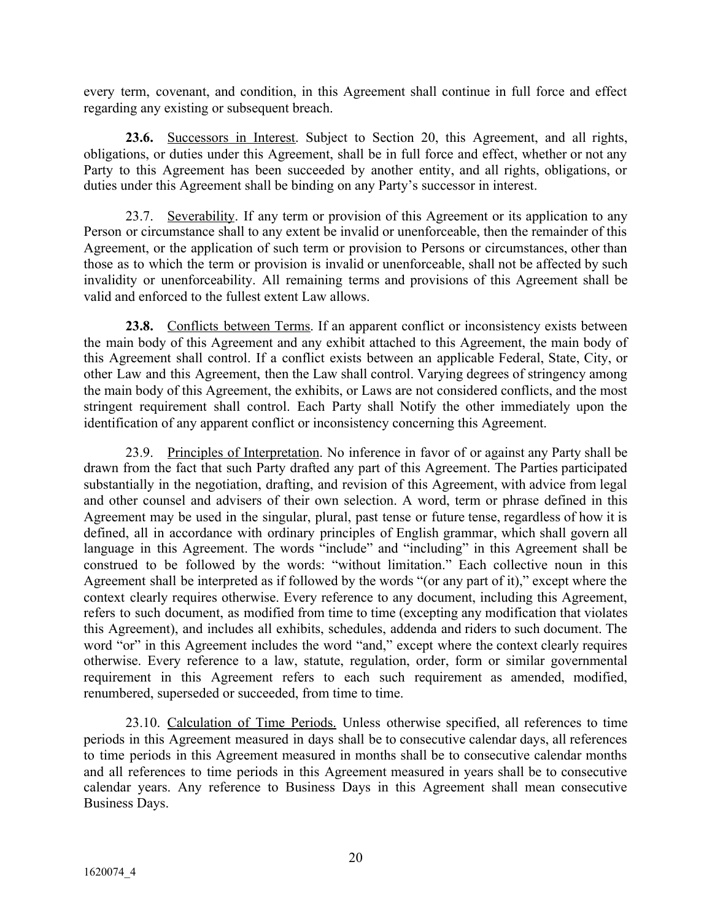every term, covenant, and condition, in this Agreement shall continue in full force and effect regarding any existing or subsequent breach.

**23.6.** Successors in Interest. Subject to Section 20, this Agreement, and all rights, obligations, or duties under this Agreement, shall be in full force and effect, whether or not any Party to this Agreement has been succeeded by another entity, and all rights, obligations, or duties under this Agreement shall be binding on any Party's successor in interest.

23.7. Severability. If any term or provision of this Agreement or its application to any Person or circumstance shall to any extent be invalid or unenforceable, then the remainder of this Agreement, or the application of such term or provision to Persons or circumstances, other than those as to which the term or provision is invalid or unenforceable, shall not be affected by such invalidity or unenforceability. All remaining terms and provisions of this Agreement shall be valid and enforced to the fullest extent Law allows.

**23.8.** Conflicts between Terms. If an apparent conflict or inconsistency exists between the main body of this Agreement and any exhibit attached to this Agreement, the main body of this Agreement shall control. If a conflict exists between an applicable Federal, State, City, or other Law and this Agreement, then the Law shall control. Varying degrees of stringency among the main body of this Agreement, the exhibits, or Laws are not considered conflicts, and the most stringent requirement shall control. Each Party shall Notify the other immediately upon the identification of any apparent conflict or inconsistency concerning this Agreement.

23.9. Principles of Interpretation. No inference in favor of or against any Party shall be drawn from the fact that such Party drafted any part of this Agreement. The Parties participated substantially in the negotiation, drafting, and revision of this Agreement, with advice from legal and other counsel and advisers of their own selection. A word, term or phrase defined in this Agreement may be used in the singular, plural, past tense or future tense, regardless of how it is defined, all in accordance with ordinary principles of English grammar, which shall govern all language in this Agreement. The words "include" and "including" in this Agreement shall be construed to be followed by the words: "without limitation." Each collective noun in this Agreement shall be interpreted as if followed by the words "(or any part of it)," except where the context clearly requires otherwise. Every reference to any document, including this Agreement, refers to such document, as modified from time to time (excepting any modification that violates this Agreement), and includes all exhibits, schedules, addenda and riders to such document. The word "or" in this Agreement includes the word "and," except where the context clearly requires otherwise. Every reference to a law, statute, regulation, order, form or similar governmental requirement in this Agreement refers to each such requirement as amended, modified, renumbered, superseded or succeeded, from time to time.

23.10. Calculation of Time Periods. Unless otherwise specified, all references to time periods in this Agreement measured in days shall be to consecutive calendar days, all references to time periods in this Agreement measured in months shall be to consecutive calendar months and all references to time periods in this Agreement measured in years shall be to consecutive calendar years. Any reference to Business Days in this Agreement shall mean consecutive Business Days.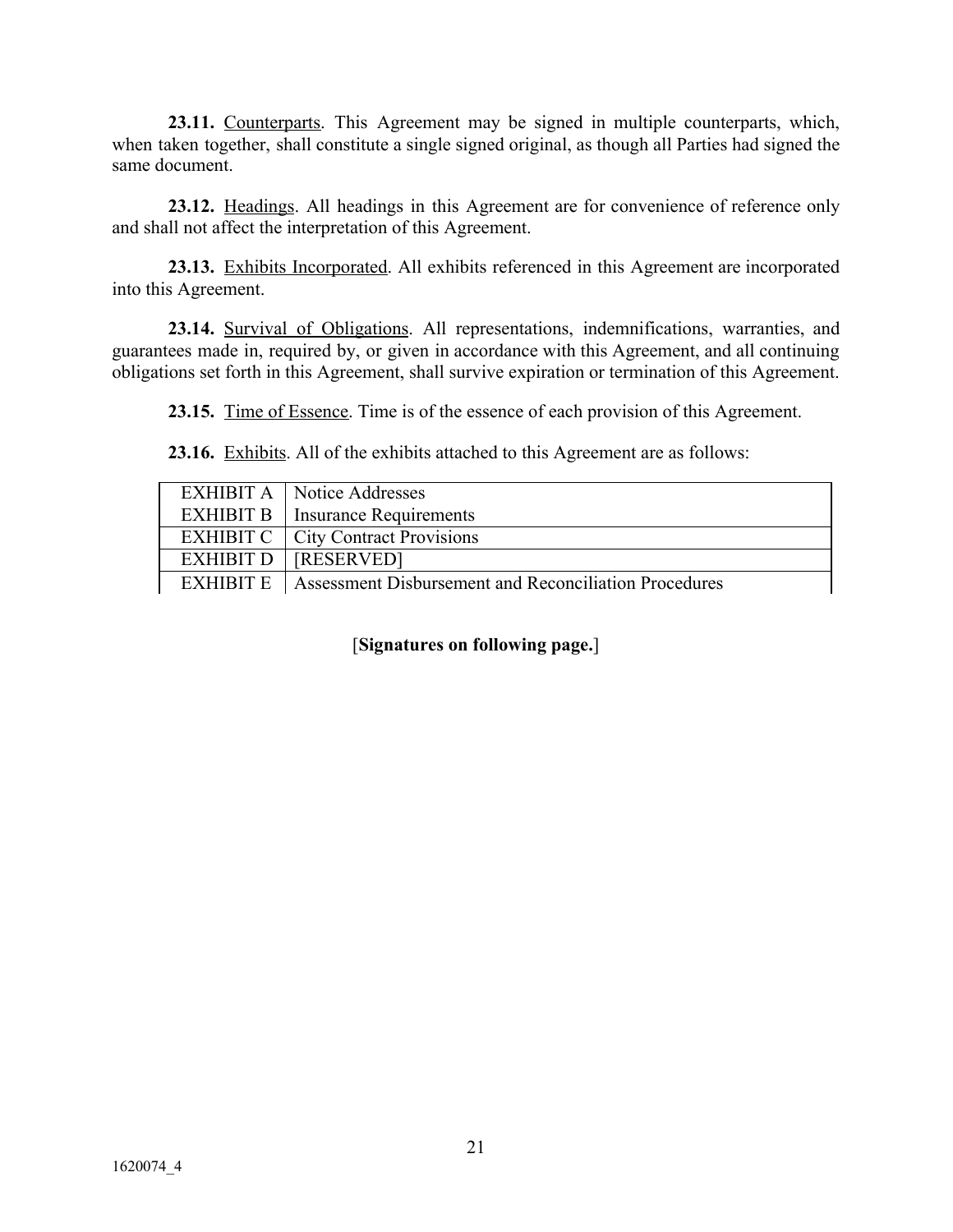**23.11.** Counterparts. This Agreement may be signed in multiple counterparts, which, when taken together, shall constitute a single signed original, as though all Parties had signed the same document.

**23.12.** Headings. All headings in this Agreement are for convenience of reference only and shall not affect the interpretation of this Agreement.

**23.13.** Exhibits Incorporated. All exhibits referenced in this Agreement are incorporated into this Agreement.

**23.14.** Survival of Obligations. All representations, indemnifications, warranties, and guarantees made in, required by, or given in accordance with this Agreement, and all continuing obligations set forth in this Agreement, shall survive expiration or termination of this Agreement.

**23.15.** Time of Essence. Time is of the essence of each provision of this Agreement.

**23.16.** Exhibits. All of the exhibits attached to this Agreement are as follows:

| | |
|---|---|
| EXHIBIT A | Notice Addresses |
| EXHIBIT B | Insurance Requirements |
| EXHIBIT C | City Contract Provisions |
| EXHIBIT D | [RESERVED] |
| EXHIBIT E | Assessment Disbursement and Reconciliation Procedures |

[**Signatures on following page.**]

1620074_4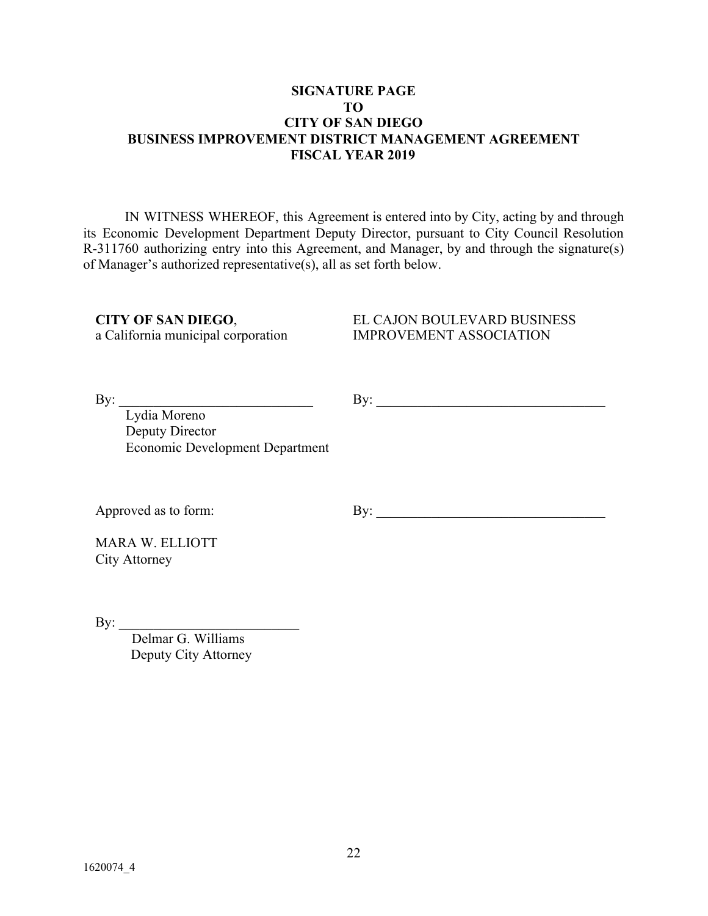**SIGNATURE PAGE**
**TO**
**CITY OF SAN DIEGO**
**BUSINESS IMPROVEMENT DISTRICT MANAGEMENT AGREEMENT**
**FISCAL YEAR 2019**

IN WITNESS WHEREOF, this Agreement is entered into by City, acting by and through its Economic Development Department Deputy Director, pursuant to City Council Resolution R-311760 authorizing entry into this Agreement, and Manager, by and through the signature(s) of Manager's authorized representative(s), all as set forth below.

**CITY OF SAN DIEGO**,
a California municipal corporation

By: ____________________________
Lydia Moreno
Deputy Director
Economic Development Department

Approved as to form:

MARA W. ELLIOTT
City Attorney

By: __________________________
Delmar G. Williams
Deputy City Attorney

EL CAJON BOULEVARD BUSINESS IMPROVEMENT ASSOCIATION

By: __________________________________

By: _________________________________

1620074_4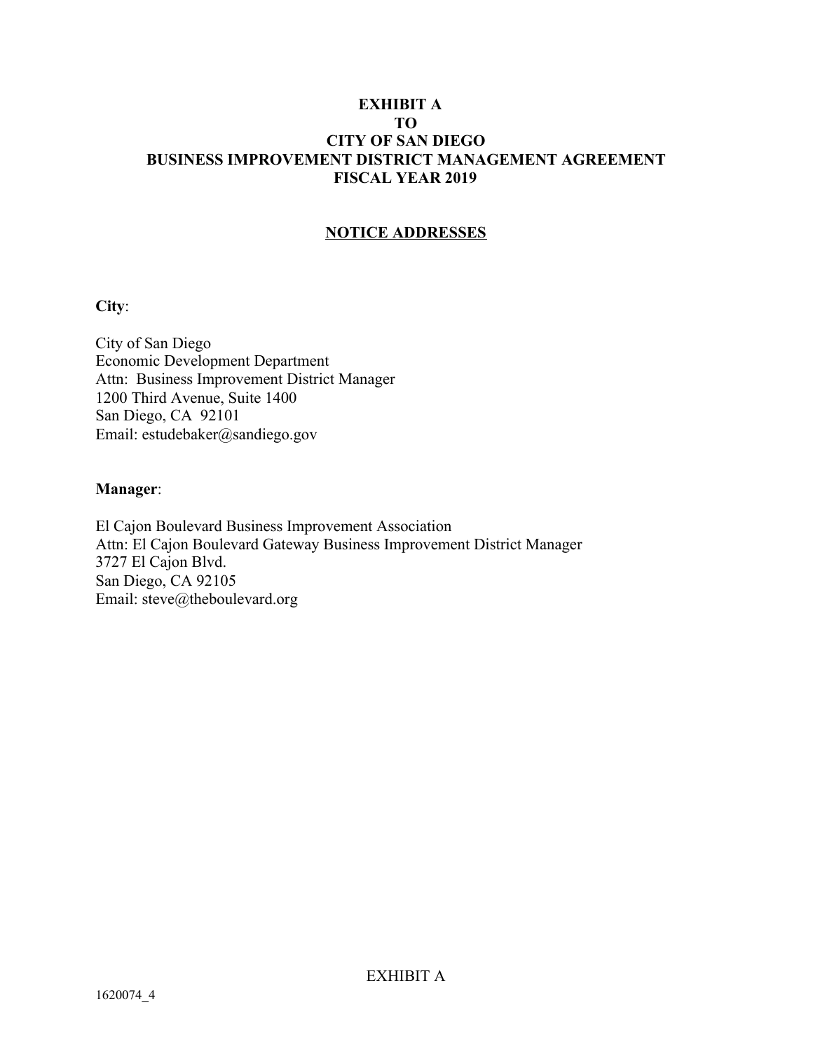# EXHIBIT A
# TO
# CITY OF SAN DIEGO
# BUSINESS IMPROVEMENT DISTRICT MANAGEMENT AGREEMENT
# FISCAL YEAR 2019

## NOTICE ADDRESSES

**City**:

City of San Diego
Economic Development Department
Attn: Business Improvement District Manager
1200 Third Avenue, Suite 1400
San Diego, CA 92101
Email: estudebaker@sandiego.gov

**Manager**:

El Cajon Boulevard Business Improvement Association
Attn: El Cajon Boulevard Gateway Business Improvement District Manager
3727 El Cajon Blvd.
San Diego, CA 92105
Email: steve@theboulevard.org

EXHIBIT A

1620074_4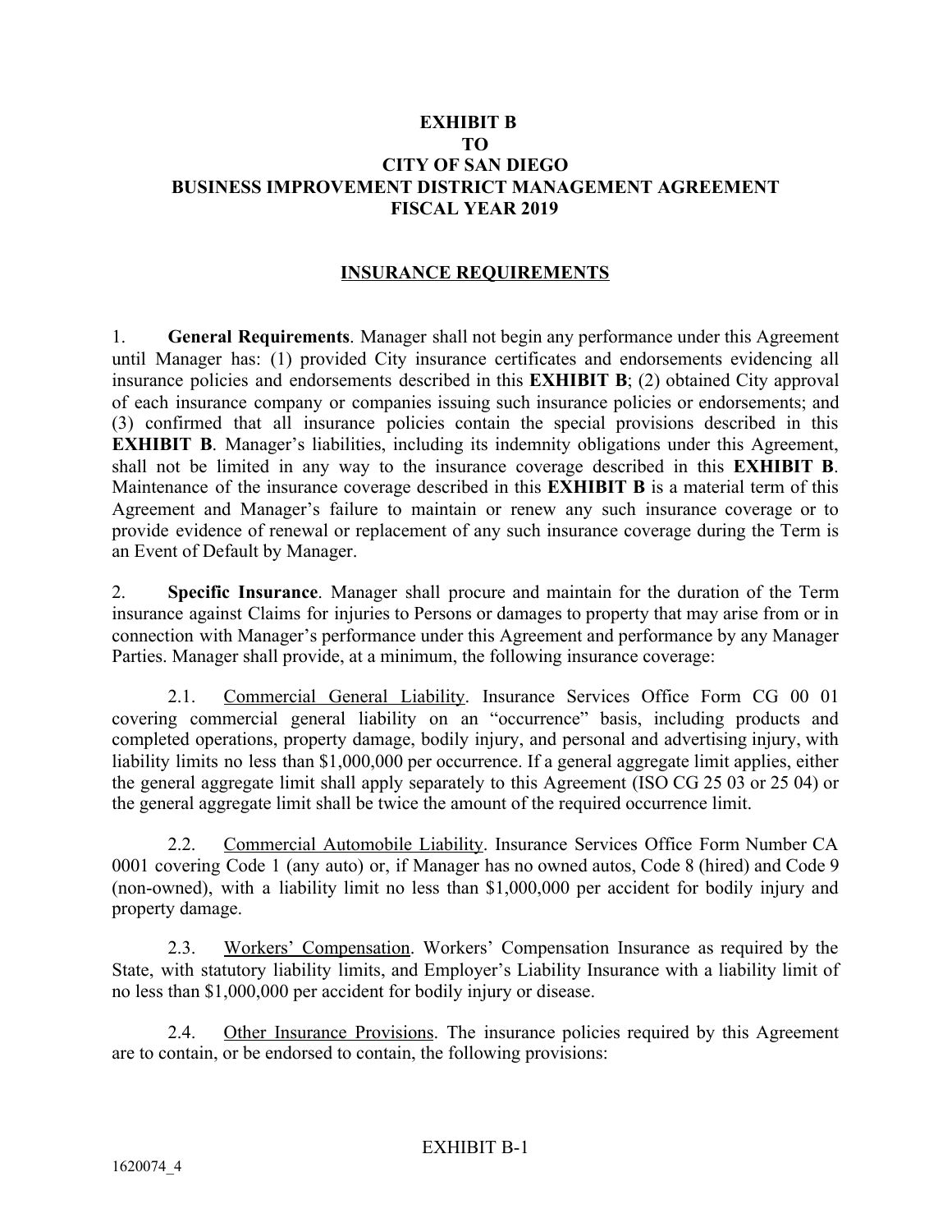# EXHIBIT B
# TO
# CITY OF SAN DIEGO
# BUSINESS IMPROVEMENT DISTRICT MANAGEMENT AGREEMENT
# FISCAL YEAR 2019

## INSURANCE REQUIREMENTS

1. **General Requirements**. Manager shall not begin any performance under this Agreement until Manager has: (1) provided City insurance certificates and endorsements evidencing all insurance policies and endorsements described in this **EXHIBIT B**; (2) obtained City approval of each insurance company or companies issuing such insurance policies or endorsements; and (3) confirmed that all insurance policies contain the special provisions described in this **EXHIBIT B**. Manager's liabilities, including its indemnity obligations under this Agreement, shall not be limited in any way to the insurance coverage described in this **EXHIBIT B**. Maintenance of the insurance coverage described in this **EXHIBIT B** is a material term of this Agreement and Manager's failure to maintain or renew any such insurance coverage or to provide evidence of renewal or replacement of any such insurance coverage during the Term is an Event of Default by Manager.

2. **Specific Insurance**. Manager shall procure and maintain for the duration of the Term insurance against Claims for injuries to Persons or damages to property that may arise from or in connection with Manager's performance under this Agreement and performance by any Manager Parties. Manager shall provide, at a minimum, the following insurance coverage:

2.1. Commercial General Liability. Insurance Services Office Form CG 00 01 covering commercial general liability on an "occurrence" basis, including products and completed operations, property damage, bodily injury, and personal and advertising injury, with liability limits no less than $1,000,000 per occurrence. If a general aggregate limit applies, either the general aggregate limit shall apply separately to this Agreement (ISO CG 25 03 or 25 04) or the general aggregate limit shall be twice the amount of the required occurrence limit.

2.2. Commercial Automobile Liability. Insurance Services Office Form Number CA 0001 covering Code 1 (any auto) or, if Manager has no owned autos, Code 8 (hired) and Code 9 (non-owned), with a liability limit no less than $1,000,000 per accident for bodily injury and property damage.

2.3. Workers' Compensation. Workers' Compensation Insurance as required by the State, with statutory liability limits, and Employer's Liability Insurance with a liability limit of no less than $1,000,000 per accident for bodily injury or disease.

2.4. Other Insurance Provisions. The insurance policies required by this Agreement are to contain, or be endorsed to contain, the following provisions:

EXHIBIT B-1

1620074_4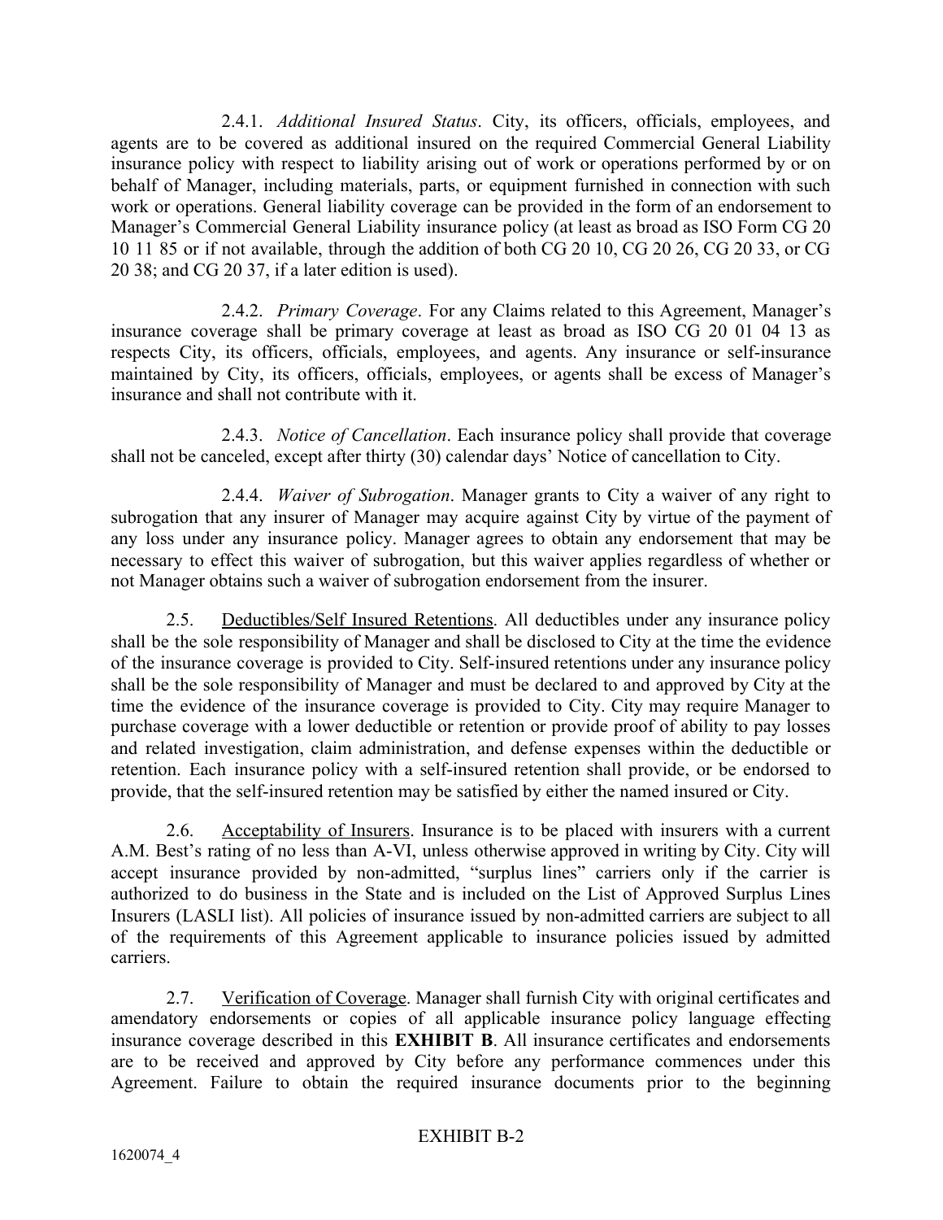2.4.1. *Additional Insured Status*. City, its officers, officials, employees, and agents are to be covered as additional insured on the required Commercial General Liability insurance policy with respect to liability arising out of work or operations performed by or on behalf of Manager, including materials, parts, or equipment furnished in connection with such work or operations. General liability coverage can be provided in the form of an endorsement to Manager's Commercial General Liability insurance policy (at least as broad as ISO Form CG 20 10 11 85 or if not available, through the addition of both CG 20 10, CG 20 26, CG 20 33, or CG 20 38; and CG 20 37, if a later edition is used).

2.4.2. *Primary Coverage*. For any Claims related to this Agreement, Manager's insurance coverage shall be primary coverage at least as broad as ISO CG 20 01 04 13 as respects City, its officers, officials, employees, and agents. Any insurance or self-insurance maintained by City, its officers, officials, employees, or agents shall be excess of Manager's insurance and shall not contribute with it.

2.4.3. *Notice of Cancellation*. Each insurance policy shall provide that coverage shall not be canceled, except after thirty (30) calendar days' Notice of cancellation to City.

2.4.4. *Waiver of Subrogation*. Manager grants to City a waiver of any right to subrogation that any insurer of Manager may acquire against City by virtue of the payment of any loss under any insurance policy. Manager agrees to obtain any endorsement that may be necessary to effect this waiver of subrogation, but this waiver applies regardless of whether or not Manager obtains such a waiver of subrogation endorsement from the insurer.

2.5. Deductibles/Self Insured Retentions. All deductibles under any insurance policy shall be the sole responsibility of Manager and shall be disclosed to City at the time the evidence of the insurance coverage is provided to City. Self-insured retentions under any insurance policy shall be the sole responsibility of Manager and must be declared to and approved by City at the time the evidence of the insurance coverage is provided to City. City may require Manager to purchase coverage with a lower deductible or retention or provide proof of ability to pay losses and related investigation, claim administration, and defense expenses within the deductible or retention. Each insurance policy with a self-insured retention shall provide, or be endorsed to provide, that the self-insured retention may be satisfied by either the named insured or City.

2.6. Acceptability of Insurers. Insurance is to be placed with insurers with a current A.M. Best's rating of no less than A-VI, unless otherwise approved in writing by City. City will accept insurance provided by non-admitted, "surplus lines" carriers only if the carrier is authorized to do business in the State and is included on the List of Approved Surplus Lines Insurers (LASLI list). All policies of insurance issued by non-admitted carriers are subject to all of the requirements of this Agreement applicable to insurance policies issued by admitted carriers.

2.7. Verification of Coverage. Manager shall furnish City with original certificates and amendatory endorsements or copies of all applicable insurance policy language effecting insurance coverage described in this **EXHIBIT B**. All insurance certificates and endorsements are to be received and approved by City before any performance commences under this Agreement. Failure to obtain the required insurance documents prior to the beginning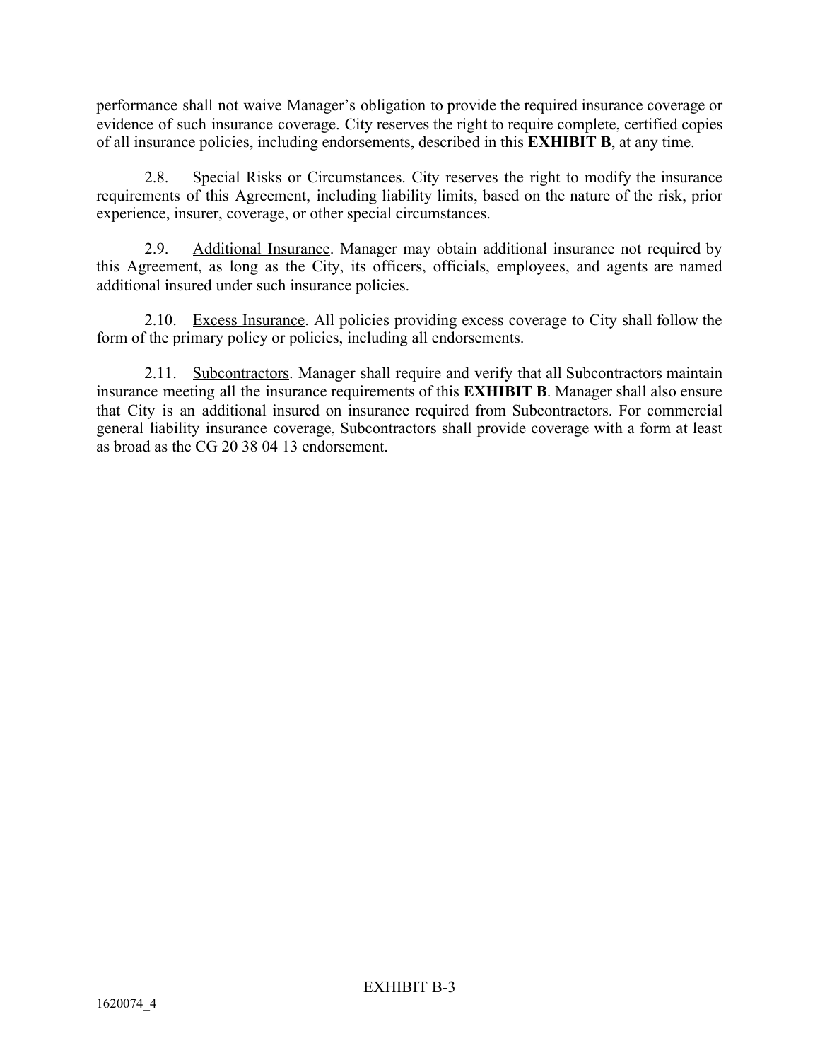performance shall not waive Manager's obligation to provide the required insurance coverage or evidence of such insurance coverage. City reserves the right to require complete, certified copies of all insurance policies, including endorsements, described in this **EXHIBIT B**, at any time.

2.8. Special Risks or Circumstances. City reserves the right to modify the insurance requirements of this Agreement, including liability limits, based on the nature of the risk, prior experience, insurer, coverage, or other special circumstances.

2.9. Additional Insurance. Manager may obtain additional insurance not required by this Agreement, as long as the City, its officers, officials, employees, and agents are named additional insured under such insurance policies.

2.10. Excess Insurance. All policies providing excess coverage to City shall follow the form of the primary policy or policies, including all endorsements.

2.11. Subcontractors. Manager shall require and verify that all Subcontractors maintain insurance meeting all the insurance requirements of this **EXHIBIT B**. Manager shall also ensure that City is an additional insured on insurance required from Subcontractors. For commercial general liability insurance coverage, Subcontractors shall provide coverage with a form at least as broad as the CG 20 38 04 13 endorsement.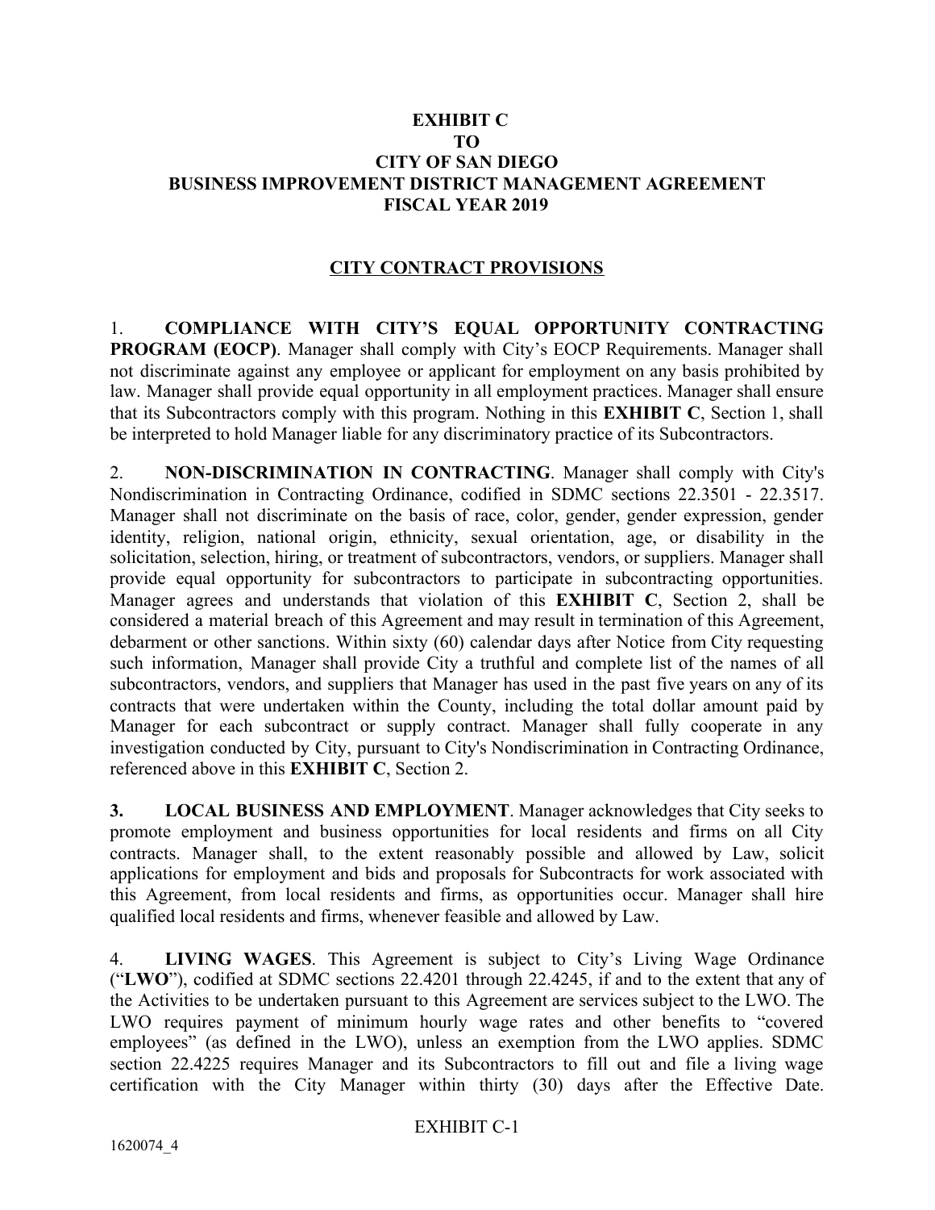**EXHIBIT C**
**TO**
**CITY OF SAN DIEGO**
**BUSINESS IMPROVEMENT DISTRICT MANAGEMENT AGREEMENT**
**FISCAL YEAR 2019**

**CITY CONTRACT PROVISIONS**

1. **COMPLIANCE WITH CITY'S EQUAL OPPORTUNITY CONTRACTING PROGRAM (EOCP)**. Manager shall comply with City's EOCP Requirements. Manager shall not discriminate against any employee or applicant for employment on any basis prohibited by law. Manager shall provide equal opportunity in all employment practices. Manager shall ensure that its Subcontractors comply with this program. Nothing in this **EXHIBIT C**, Section 1, shall be interpreted to hold Manager liable for any discriminatory practice of its Subcontractors.

2. **NON-DISCRIMINATION IN CONTRACTING**. Manager shall comply with City's Nondiscrimination in Contracting Ordinance, codified in SDMC sections 22.3501 - 22.3517. Manager shall not discriminate on the basis of race, color, gender, gender expression, gender identity, religion, national origin, ethnicity, sexual orientation, age, or disability in the solicitation, selection, hiring, or treatment of subcontractors, vendors, or suppliers. Manager shall provide equal opportunity for subcontractors to participate in subcontracting opportunities. Manager agrees and understands that violation of this **EXHIBIT C**, Section 2, shall be considered a material breach of this Agreement and may result in termination of this Agreement, debarment or other sanctions. Within sixty (60) calendar days after Notice from City requesting such information, Manager shall provide City a truthful and complete list of the names of all subcontractors, vendors, and suppliers that Manager has used in the past five years on any of its contracts that were undertaken within the County, including the total dollar amount paid by Manager for each subcontract or supply contract. Manager shall fully cooperate in any investigation conducted by City, pursuant to City's Nondiscrimination in Contracting Ordinance, referenced above in this **EXHIBIT C**, Section 2.

**3. LOCAL BUSINESS AND EMPLOYMENT**. Manager acknowledges that City seeks to promote employment and business opportunities for local residents and firms on all City contracts. Manager shall, to the extent reasonably possible and allowed by Law, solicit applications for employment and bids and proposals for Subcontracts for work associated with this Agreement, from local residents and firms, as opportunities occur. Manager shall hire qualified local residents and firms, whenever feasible and allowed by Law.

4. **LIVING WAGES**. This Agreement is subject to City's Living Wage Ordinance ("**LWO**"), codified at SDMC sections 22.4201 through 22.4245, if and to the extent that any of the Activities to be undertaken pursuant to this Agreement are services subject to the LWO. The LWO requires payment of minimum hourly wage rates and other benefits to "covered employees" (as defined in the LWO), unless an exemption from the LWO applies. SDMC section 22.4225 requires Manager and its Subcontractors to fill out and file a living wage certification with the City Manager within thirty (30) days after the Effective Date.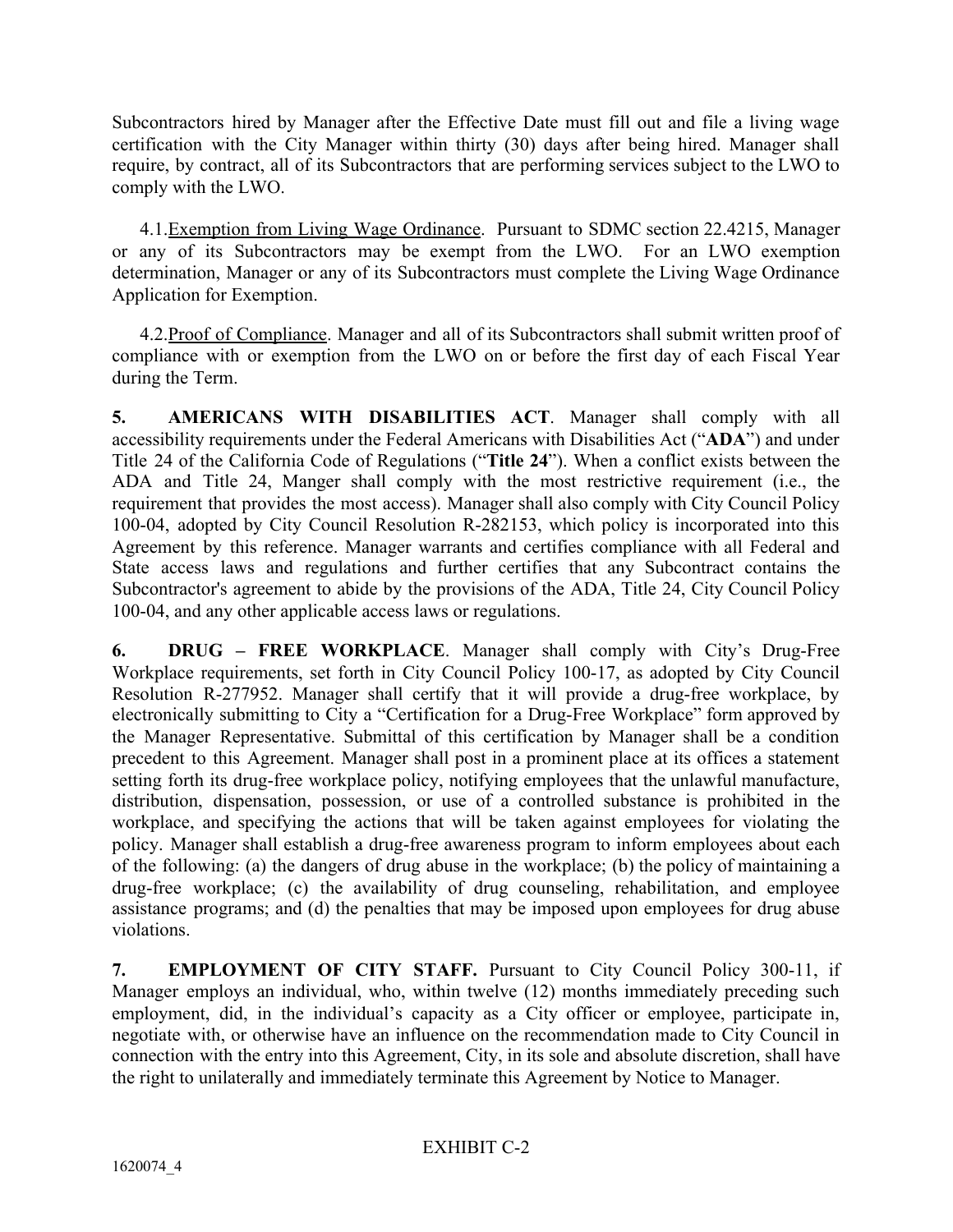Subcontractors hired by Manager after the Effective Date must fill out and file a living wage certification with the City Manager within thirty (30) days after being hired. Manager shall require, by contract, all of its Subcontractors that are performing services subject to the LWO to comply with the LWO.

4.1. Exemption from Living Wage Ordinance. Pursuant to SDMC section 22.4215, Manager or any of its Subcontractors may be exempt from the LWO. For an LWO exemption determination, Manager or any of its Subcontractors must complete the Living Wage Ordinance Application for Exemption.

4.2. Proof of Compliance. Manager and all of its Subcontractors shall submit written proof of compliance with or exemption from the LWO on or before the first day of each Fiscal Year during the Term.

**5. AMERICANS WITH DISABILITIES ACT**. Manager shall comply with all accessibility requirements under the Federal Americans with Disabilities Act ("**ADA**") and under Title 24 of the California Code of Regulations ("**Title 24**"). When a conflict exists between the ADA and Title 24, Manger shall comply with the most restrictive requirement (i.e., the requirement that provides the most access). Manager shall also comply with City Council Policy 100-04, adopted by City Council Resolution R-282153, which policy is incorporated into this Agreement by this reference. Manager warrants and certifies compliance with all Federal and State access laws and regulations and further certifies that any Subcontract contains the Subcontractor's agreement to abide by the provisions of the ADA, Title 24, City Council Policy 100-04, and any other applicable access laws or regulations.

**6. DRUG – FREE WORKPLACE**. Manager shall comply with City's Drug-Free Workplace requirements, set forth in City Council Policy 100-17, as adopted by City Council Resolution R-277952. Manager shall certify that it will provide a drug-free workplace, by electronically submitting to City a "Certification for a Drug-Free Workplace" form approved by the Manager Representative. Submittal of this certification by Manager shall be a condition precedent to this Agreement. Manager shall post in a prominent place at its offices a statement setting forth its drug-free workplace policy, notifying employees that the unlawful manufacture, distribution, dispensation, possession, or use of a controlled substance is prohibited in the workplace, and specifying the actions that will be taken against employees for violating the policy. Manager shall establish a drug-free awareness program to inform employees about each of the following: (a) the dangers of drug abuse in the workplace; (b) the policy of maintaining a drug-free workplace; (c) the availability of drug counseling, rehabilitation, and employee assistance programs; and (d) the penalties that may be imposed upon employees for drug abuse violations.

**7. EMPLOYMENT OF CITY STAFF.** Pursuant to City Council Policy 300-11, if Manager employs an individual, who, within twelve (12) months immediately preceding such employment, did, in the individual's capacity as a City officer or employee, participate in, negotiate with, or otherwise have an influence on the recommendation made to City Council in connection with the entry into this Agreement, City, in its sole and absolute discretion, shall have the right to unilaterally and immediately terminate this Agreement by Notice to Manager.

EXHIBIT C-2

1620074_4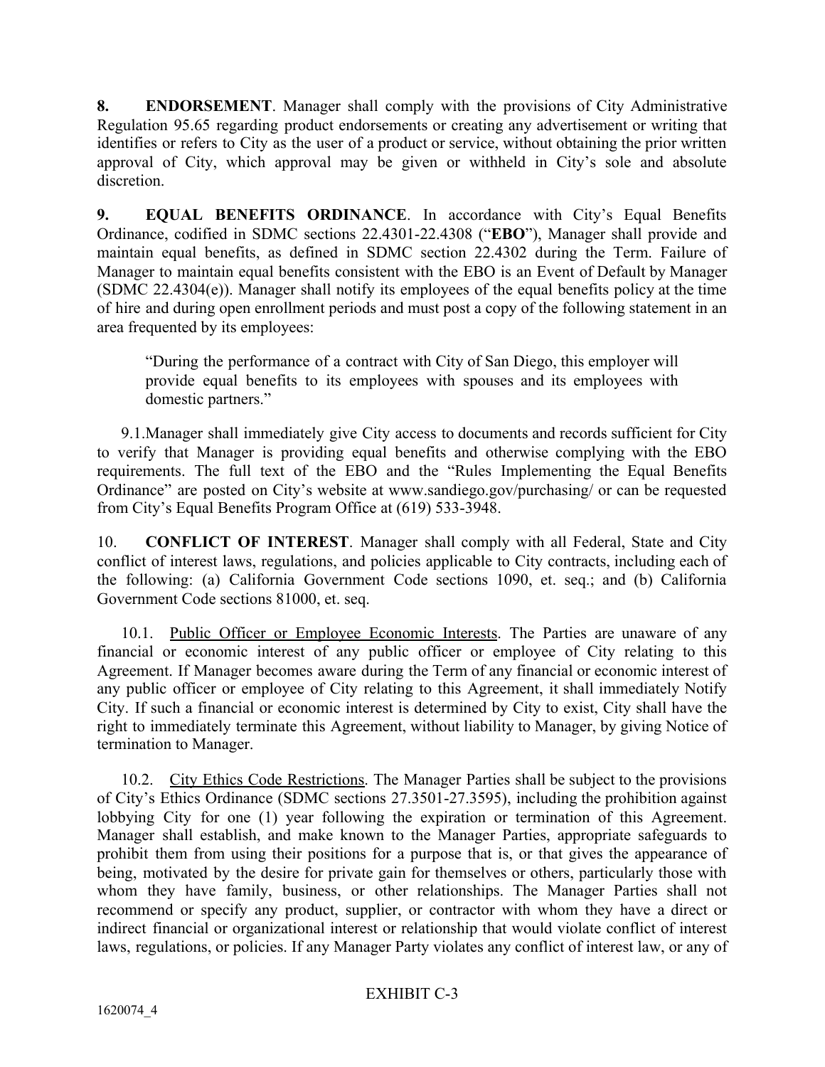**8. ENDORSEMENT**. Manager shall comply with the provisions of City Administrative Regulation 95.65 regarding product endorsements or creating any advertisement or writing that identifies or refers to City as the user of a product or service, without obtaining the prior written approval of City, which approval may be given or withheld in City's sole and absolute discretion.

**9. EQUAL BENEFITS ORDINANCE**. In accordance with City's Equal Benefits Ordinance, codified in SDMC sections 22.4301-22.4308 ("**EBO**"), Manager shall provide and maintain equal benefits, as defined in SDMC section 22.4302 during the Term. Failure of Manager to maintain equal benefits consistent with the EBO is an Event of Default by Manager (SDMC 22.4304(e)). Manager shall notify its employees of the equal benefits policy at the time of hire and during open enrollment periods and must post a copy of the following statement in an area frequented by its employees:

> "During the performance of a contract with City of San Diego, this employer will provide equal benefits to its employees with spouses and its employees with domestic partners."

9.1. Manager shall immediately give City access to documents and records sufficient for City to verify that Manager is providing equal benefits and otherwise complying with the EBO requirements. The full text of the EBO and the "Rules Implementing the Equal Benefits Ordinance" are posted on City's website at www.sandiego.gov/purchasing/ or can be requested from City's Equal Benefits Program Office at (619) 533-3948.

10. **CONFLICT OF INTEREST**. Manager shall comply with all Federal, State and City conflict of interest laws, regulations, and policies applicable to City contracts, including each of the following: (a) California Government Code sections 1090, et. seq.; and (b) California Government Code sections 81000, et. seq.

10.1. Public Officer or Employee Economic Interests. The Parties are unaware of any financial or economic interest of any public officer or employee of City relating to this Agreement. If Manager becomes aware during the Term of any financial or economic interest of any public officer or employee of City relating to this Agreement, it shall immediately Notify City. If such a financial or economic interest is determined by City to exist, City shall have the right to immediately terminate this Agreement, without liability to Manager, by giving Notice of termination to Manager.

10.2. City Ethics Code Restrictions. The Manager Parties shall be subject to the provisions of City's Ethics Ordinance (SDMC sections 27.3501-27.3595), including the prohibition against lobbying City for one (1) year following the expiration or termination of this Agreement. Manager shall establish, and make known to the Manager Parties, appropriate safeguards to prohibit them from using their positions for a purpose that is, or that gives the appearance of being, motivated by the desire for private gain for themselves or others, particularly those with whom they have family, business, or other relationships. The Manager Parties shall not recommend or specify any product, supplier, or contractor with whom they have a direct or indirect financial or organizational interest or relationship that would violate conflict of interest laws, regulations, or policies. If any Manager Party violates any conflict of interest law, or any of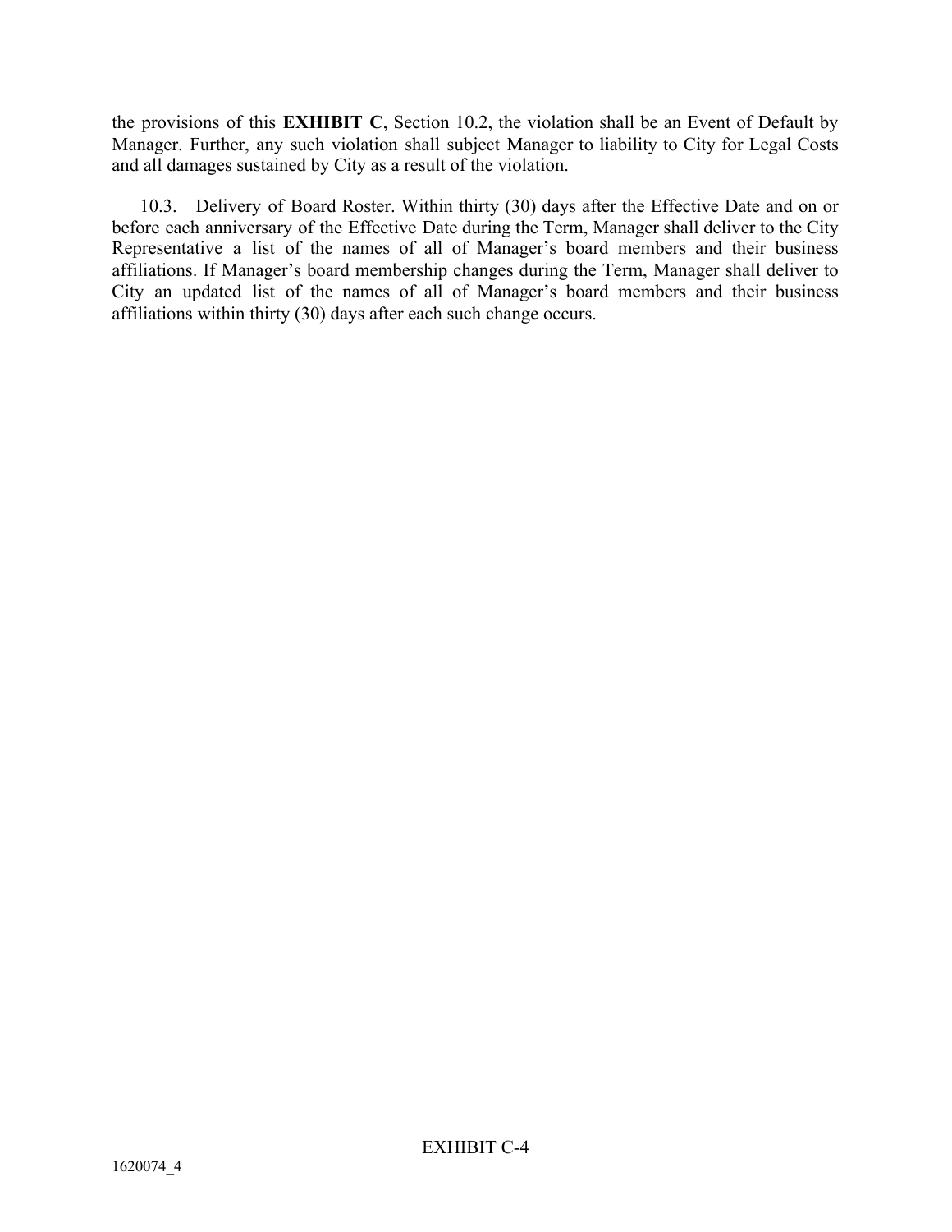the provisions of this **EXHIBIT C**, Section 10.2, the violation shall be an Event of Default by Manager. Further, any such violation shall subject Manager to liability to City for Legal Costs and all damages sustained by City as a result of the violation.

10.3. Delivery of Board Roster. Within thirty (30) days after the Effective Date and on or before each anniversary of the Effective Date during the Term, Manager shall deliver to the City Representative a list of the names of all of Manager's board members and their business affiliations. If Manager's board membership changes during the Term, Manager shall deliver to City an updated list of the names of all of Manager's board members and their business affiliations within thirty (30) days after each such change occurs.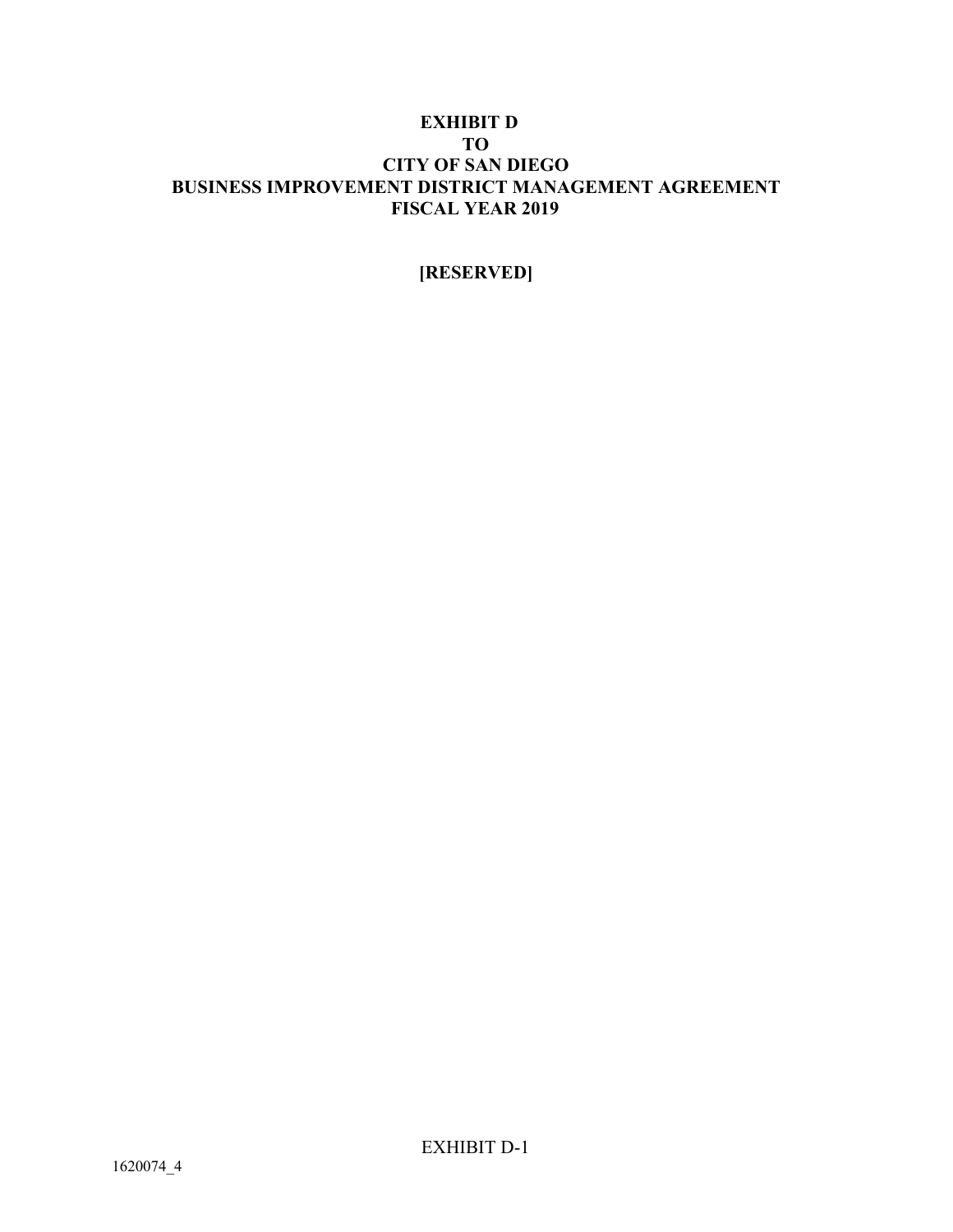# EXHIBIT D
# TO
# CITY OF SAN DIEGO
# BUSINESS IMPROVEMENT DISTRICT MANAGEMENT AGREEMENT
# FISCAL YEAR 2019

**[RESERVED]**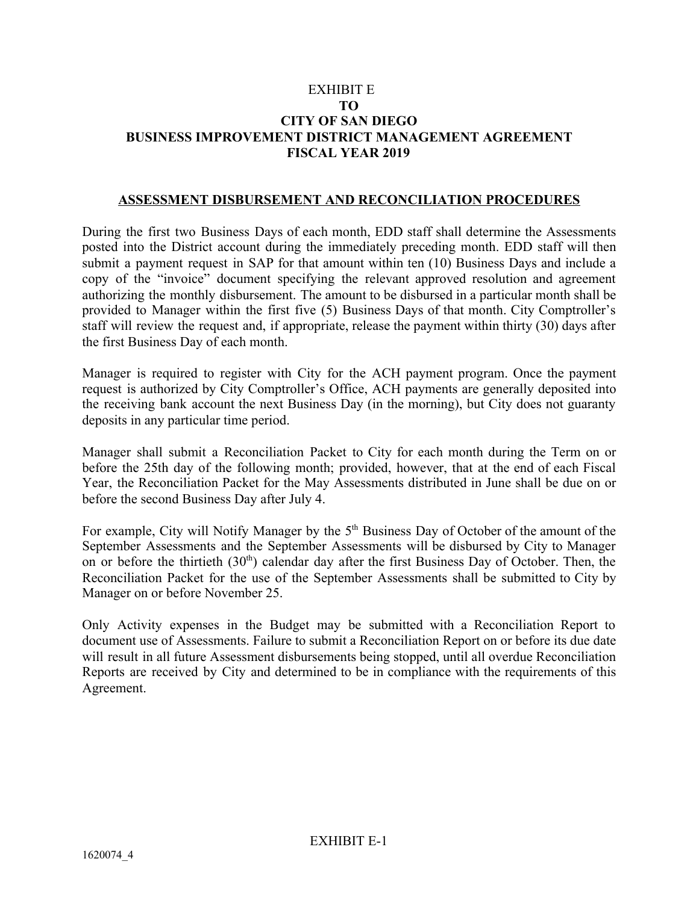# EXHIBIT E
# TO
# CITY OF SAN DIEGO
# BUSINESS IMPROVEMENT DISTRICT MANAGEMENT AGREEMENT
# FISCAL YEAR 2019

## ASSESSMENT DISBURSEMENT AND RECONCILIATION PROCEDURES

During the first two Business Days of each month, EDD staff shall determine the Assessments posted into the District account during the immediately preceding month. EDD staff will then submit a payment request in SAP for that amount within ten (10) Business Days and include a copy of the "invoice" document specifying the relevant approved resolution and agreement authorizing the monthly disbursement. The amount to be disbursed in a particular month shall be provided to Manager within the first five (5) Business Days of that month. City Comptroller's staff will review the request and, if appropriate, release the payment within thirty (30) days after the first Business Day of each month.

Manager is required to register with City for the ACH payment program. Once the payment request is authorized by City Comptroller's Office, ACH payments are generally deposited into the receiving bank account the next Business Day (in the morning), but City does not guaranty deposits in any particular time period.

Manager shall submit a Reconciliation Packet to City for each month during the Term on or before the 25th day of the following month; provided, however, that at the end of each Fiscal Year, the Reconciliation Packet for the May Assessments distributed in June shall be due on or before the second Business Day after July 4.

For example, City will Notify Manager by the 5th Business Day of October of the amount of the September Assessments and the September Assessments will be disbursed by City to Manager on or before the thirtieth (30th) calendar day after the first Business Day of October. Then, the Reconciliation Packet for the use of the September Assessments shall be submitted to City by Manager on or before November 25.

Only Activity expenses in the Budget may be submitted with a Reconciliation Report to document use of Assessments. Failure to submit a Reconciliation Report on or before its due date will result in all future Assessment disbursements being stopped, until all overdue Reconciliation Reports are received by City and determined to be in compliance with the requirements of this Agreement.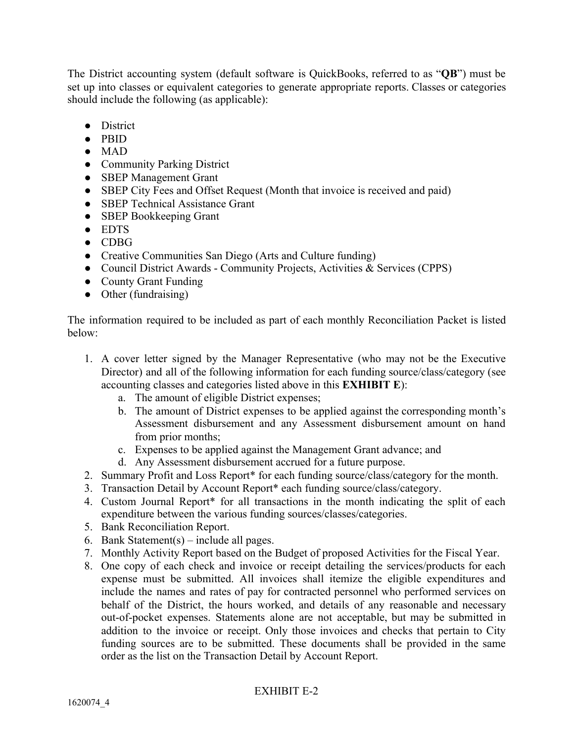The District accounting system (default software is QuickBooks, referred to as "**QB**") must be set up into classes or equivalent categories to generate appropriate reports. Classes or categories should include the following (as applicable):

- District
- PBID
- MAD
- Community Parking District
- SBEP Management Grant
- SBEP City Fees and Offset Request (Month that invoice is received and paid)
- SBEP Technical Assistance Grant
- SBEP Bookkeeping Grant
- EDTS
- CDBG
- Creative Communities San Diego (Arts and Culture funding)
- Council District Awards - Community Projects, Activities & Services (CPPS)
- County Grant Funding
- Other (fundraising)

The information required to be included as part of each monthly Reconciliation Packet is listed below:

1. A cover letter signed by the Manager Representative (who may not be the Executive Director) and all of the following information for each funding source/class/category (see accounting classes and categories listed above in this **EXHIBIT E**):
   a. The amount of eligible District expenses;
   b. The amount of District expenses to be applied against the corresponding month's Assessment disbursement and any Assessment disbursement amount on hand from prior months;
   c. Expenses to be applied against the Management Grant advance; and
   d. Any Assessment disbursement accrued for a future purpose.
2. Summary Profit and Loss Report* for each funding source/class/category for the month.
3. Transaction Detail by Account Report* each funding source/class/category.
4. Custom Journal Report* for all transactions in the month indicating the split of each expenditure between the various funding sources/classes/categories.
5. Bank Reconciliation Report.
6. Bank Statement(s) – include all pages.
7. Monthly Activity Report based on the Budget of proposed Activities for the Fiscal Year.
8. One copy of each check and invoice or receipt detailing the services/products for each expense must be submitted. All invoices shall itemize the eligible expenditures and include the names and rates of pay for contracted personnel who performed services on behalf of the District, the hours worked, and details of any reasonable and necessary out-of-pocket expenses. Statements alone are not acceptable, but may be submitted in addition to the invoice or receipt. Only those invoices and checks that pertain to City funding sources are to be submitted. These documents shall be provided in the same order as the list on the Transaction Detail by Account Report.

EXHIBIT E-2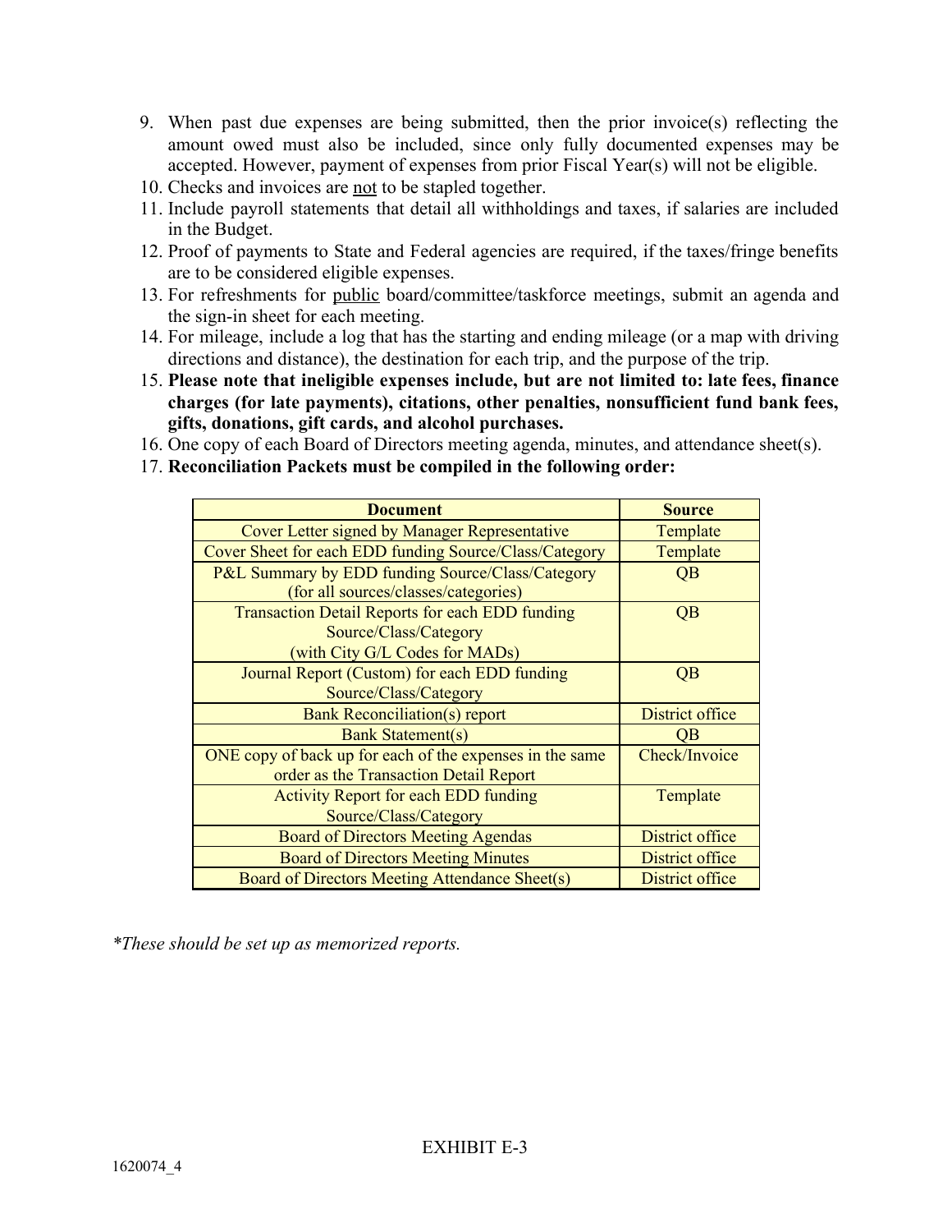9. When past due expenses are being submitted, then the prior invoice(s) reflecting the amount owed must also be included, since only fully documented expenses may be accepted. However, payment of expenses from prior Fiscal Year(s) will not be eligible.
10. Checks and invoices are not to be stapled together.
11. Include payroll statements that detail all withholdings and taxes, if salaries are included in the Budget.
12. Proof of payments to State and Federal agencies are required, if the taxes/fringe benefits are to be considered eligible expenses.
13. For refreshments for public board/committee/taskforce meetings, submit an agenda and the sign-in sheet for each meeting.
14. For mileage, include a log that has the starting and ending mileage (or a map with driving directions and distance), the destination for each trip, and the purpose of the trip.
15. **Please note that ineligible expenses include, but are not limited to: late fees, finance charges (for late payments), citations, other penalties, nonsufficient fund bank fees, gifts, donations, gift cards, and alcohol purchases.**
16. One copy of each Board of Directors meeting agenda, minutes, and attendance sheet(s).
17. **Reconciliation Packets must be compiled in the following order:**

| Document | Source |
|---|---|
| Cover Letter signed by Manager Representative | Template |
| Cover Sheet for each EDD funding Source/Class/Category | Template |
| P&L Summary by EDD funding Source/Class/Category (for all sources/classes/categories) | QB |
| Transaction Detail Reports for each EDD funding Source/Class/Category (with City G/L Codes for MADs) | QB |
| Journal Report (Custom) for each EDD funding Source/Class/Category | QB |
| Bank Reconciliation(s) report | District office |
| Bank Statement(s) | QB |
| ONE copy of back up for each of the expenses in the same order as the Transaction Detail Report | Check/Invoice |
| Activity Report for each EDD funding Source/Class/Category | Template |
| Board of Directors Meeting Agendas | District office |
| Board of Directors Meeting Minutes | District office |
| Board of Directors Meeting Attendance Sheet(s) | District office |

*\*These should be set up as memorized reports.*

EXHIBIT E-3

1620074_4